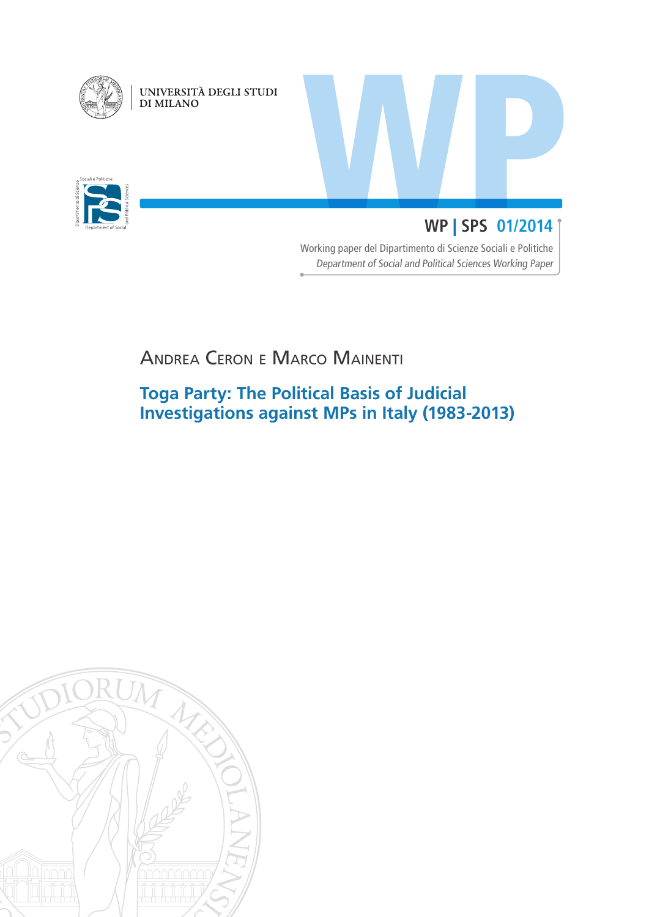UNIVERSITÀ DEGLI STUDI DI MILANO

**WP | SPS 01/2014**

Working paper del Dipartimento di Scienze Sociali e Politiche

*Department of Social and Political Sciences Working Paper*

Andrea Ceron e Marco Mainenti

# Toga Party: The Political Basis of Judicial Investigations against MPs in Italy (1983-2013)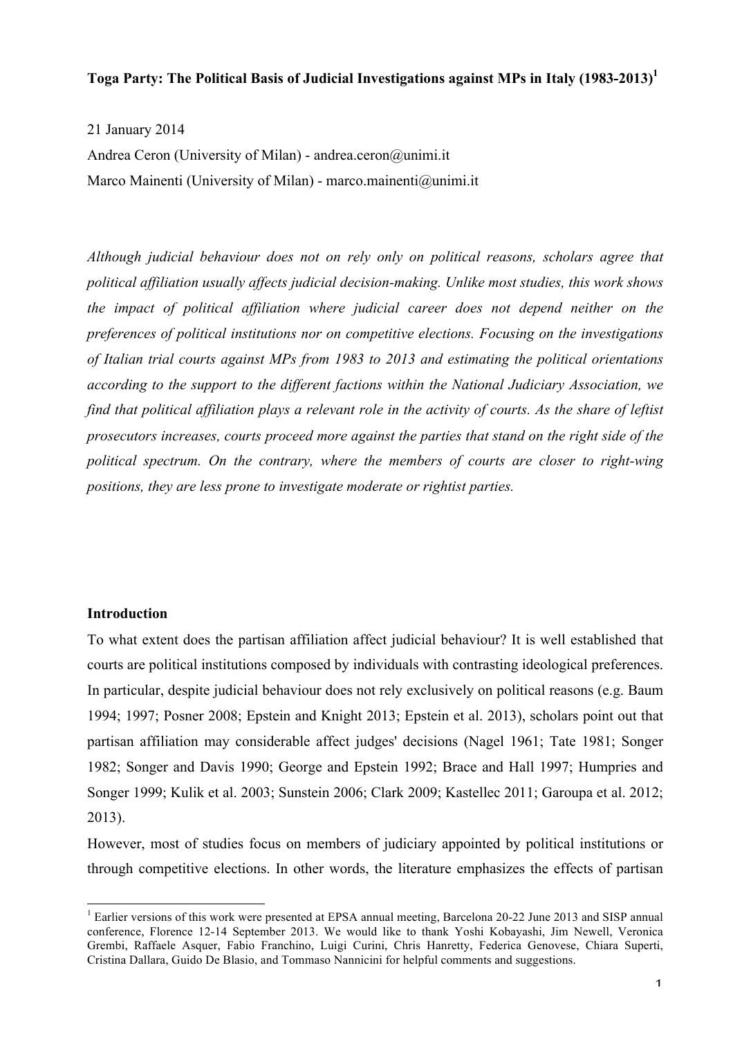**Toga Party: The Political Basis of Judicial Investigations against MPs in Italy (1983-2013)**[1]

21 January 2014

Andrea Ceron (University of Milan) - andrea.ceron@unimi.it

Marco Mainenti (University of Milan) - marco.mainenti@unimi.it

*Although judicial behaviour does not on rely only on political reasons, scholars agree that political affiliation usually affects judicial decision-making. Unlike most studies, this work shows the impact of political affiliation where judicial career does not depend neither on the preferences of political institutions nor on competitive elections. Focusing on the investigations of Italian trial courts against MPs from 1983 to 2013 and estimating the political orientations according to the support to the different factions within the National Judiciary Association, we find that political affiliation plays a relevant role in the activity of courts. As the share of leftist prosecutors increases, courts proceed more against the parties that stand on the right side of the political spectrum. On the contrary, where the members of courts are closer to right-wing positions, they are less prone to investigate moderate or rightist parties.*

## Introduction

To what extent does the partisan affiliation affect judicial behaviour? It is well established that courts are political institutions composed by individuals with contrasting ideological preferences. In particular, despite judicial behaviour does not rely exclusively on political reasons (e.g. Baum 1994; 1997; Posner 2008; Epstein and Knight 2013; Epstein et al. 2013), scholars point out that partisan affiliation may considerable affect judges' decisions (Nagel 1961; Tate 1981; Songer 1982; Songer and Davis 1990; George and Epstein 1992; Brace and Hall 1997; Humpries and Songer 1999; Kulik et al. 2003; Sunstein 2006; Clark 2009; Kastellec 2011; Garoupa et al. 2012; 2013).

However, most of studies focus on members of judiciary appointed by political institutions or through competitive elections. In other words, the literature emphasizes the effects of partisan

[1] Earlier versions of this work were presented at EPSA annual meeting, Barcelona 20-22 June 2013 and SISP annual conference, Florence 12-14 September 2013. We would like to thank Yoshi Kobayashi, Jim Newell, Veronica Grembi, Raffaele Asquer, Fabio Franchino, Luigi Curini, Chris Hanretty, Federica Genovese, Chiara Superti, Cristina Dallara, Guido De Blasio, and Tommaso Nannicini for helpful comments and suggestions.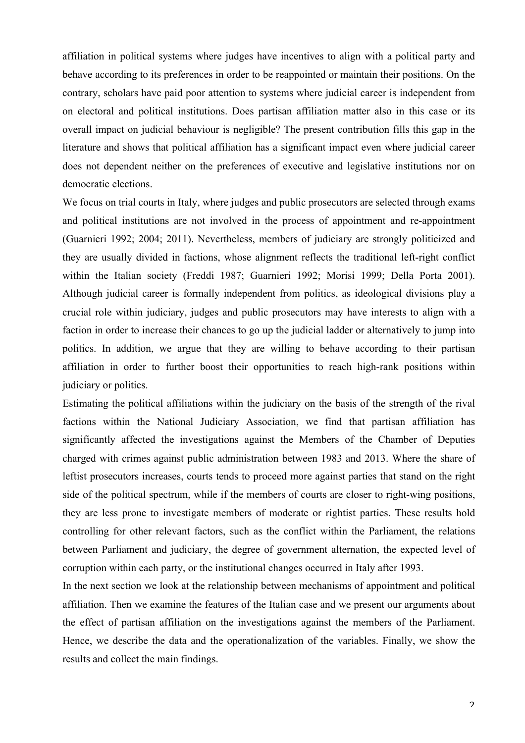affiliation in political systems where judges have incentives to align with a political party and behave according to its preferences in order to be reappointed or maintain their positions. On the contrary, scholars have paid poor attention to systems where judicial career is independent from on electoral and political institutions. Does partisan affiliation matter also in this case or its overall impact on judicial behaviour is negligible? The present contribution fills this gap in the literature and shows that political affiliation has a significant impact even where judicial career does not dependent neither on the preferences of executive and legislative institutions nor on democratic elections.

We focus on trial courts in Italy, where judges and public prosecutors are selected through exams and political institutions are not involved in the process of appointment and re-appointment (Guarnieri 1992; 2004; 2011). Nevertheless, members of judiciary are strongly politicized and they are usually divided in factions, whose alignment reflects the traditional left-right conflict within the Italian society (Freddi 1987; Guarnieri 1992; Morisi 1999; Della Porta 2001). Although judicial career is formally independent from politics, as ideological divisions play a crucial role within judiciary, judges and public prosecutors may have interests to align with a faction in order to increase their chances to go up the judicial ladder or alternatively to jump into politics. In addition, we argue that they are willing to behave according to their partisan affiliation in order to further boost their opportunities to reach high-rank positions within judiciary or politics.

Estimating the political affiliations within the judiciary on the basis of the strength of the rival factions within the National Judiciary Association, we find that partisan affiliation has significantly affected the investigations against the Members of the Chamber of Deputies charged with crimes against public administration between 1983 and 2013. Where the share of leftist prosecutors increases, courts tends to proceed more against parties that stand on the right side of the political spectrum, while if the members of courts are closer to right-wing positions, they are less prone to investigate members of moderate or rightist parties. These results hold controlling for other relevant factors, such as the conflict within the Parliament, the relations between Parliament and judiciary, the degree of government alternation, the expected level of corruption within each party, or the institutional changes occurred in Italy after 1993.

In the next section we look at the relationship between mechanisms of appointment and political affiliation. Then we examine the features of the Italian case and we present our arguments about the effect of partisan affiliation on the investigations against the members of the Parliament. Hence, we describe the data and the operationalization of the variables. Finally, we show the results and collect the main findings.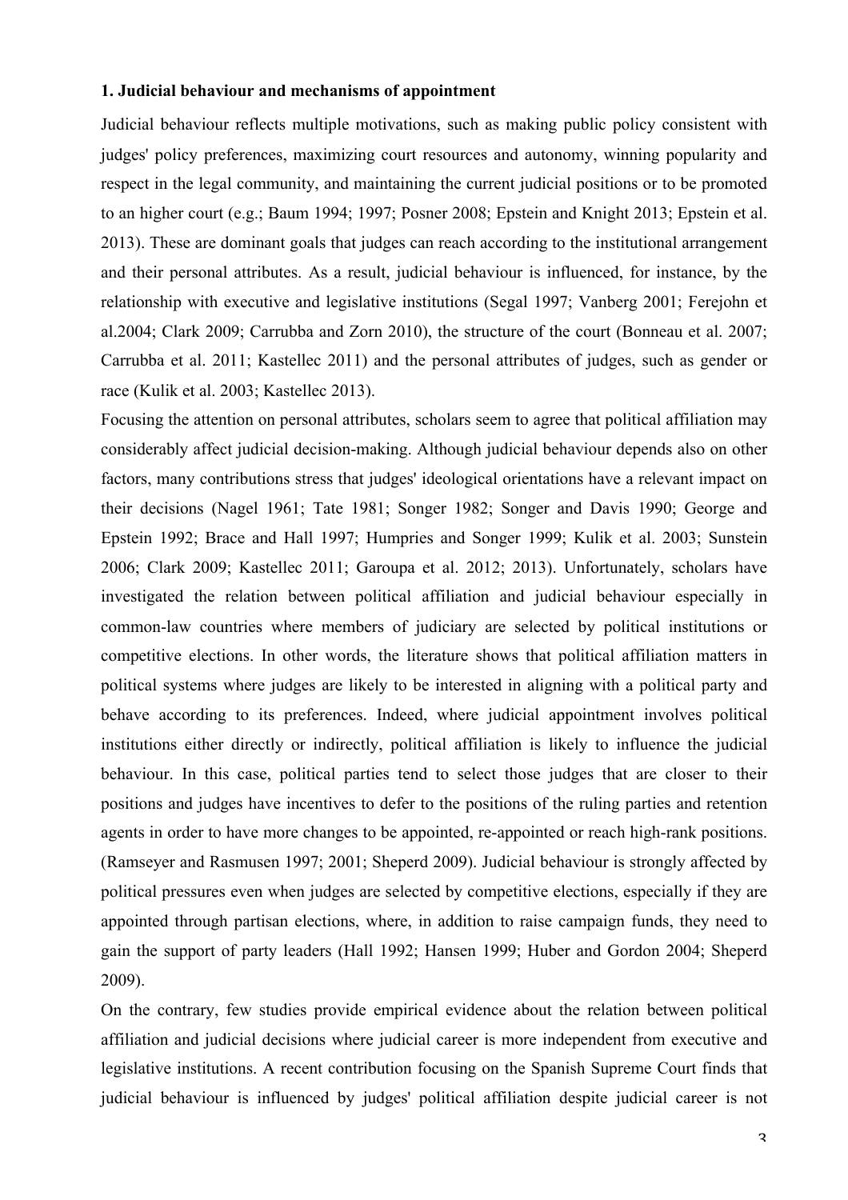**1. Judicial behaviour and mechanisms of appointment**

Judicial behaviour reflects multiple motivations, such as making public policy consistent with judges' policy preferences, maximizing court resources and autonomy, winning popularity and respect in the legal community, and maintaining the current judicial positions or to be promoted to an higher court (e.g.; Baum 1994; 1997; Posner 2008; Epstein and Knight 2013; Epstein et al. 2013). These are dominant goals that judges can reach according to the institutional arrangement and their personal attributes. As a result, judicial behaviour is influenced, for instance, by the relationship with executive and legislative institutions (Segal 1997; Vanberg 2001; Ferejohn et al.2004; Clark 2009; Carrubba and Zorn 2010), the structure of the court (Bonneau et al. 2007; Carrubba et al. 2011; Kastellec 2011) and the personal attributes of judges, such as gender or race (Kulik et al. 2003; Kastellec 2013).

Focusing the attention on personal attributes, scholars seem to agree that political affiliation may considerably affect judicial decision-making. Although judicial behaviour depends also on other factors, many contributions stress that judges' ideological orientations have a relevant impact on their decisions (Nagel 1961; Tate 1981; Songer 1982; Songer and Davis 1990; George and Epstein 1992; Brace and Hall 1997; Humpries and Songer 1999; Kulik et al. 2003; Sunstein 2006; Clark 2009; Kastellec 2011; Garoupa et al. 2012; 2013). Unfortunately, scholars have investigated the relation between political affiliation and judicial behaviour especially in common-law countries where members of judiciary are selected by political institutions or competitive elections. In other words, the literature shows that political affiliation matters in political systems where judges are likely to be interested in aligning with a political party and behave according to its preferences. Indeed, where judicial appointment involves political institutions either directly or indirectly, political affiliation is likely to influence the judicial behaviour. In this case, political parties tend to select those judges that are closer to their positions and judges have incentives to defer to the positions of the ruling parties and retention agents in order to have more changes to be appointed, re-appointed or reach high-rank positions. (Ramseyer and Rasmusen 1997; 2001; Sheperd 2009). Judicial behaviour is strongly affected by political pressures even when judges are selected by competitive elections, especially if they are appointed through partisan elections, where, in addition to raise campaign funds, they need to gain the support of party leaders (Hall 1992; Hansen 1999; Huber and Gordon 2004; Sheperd 2009).

On the contrary, few studies provide empirical evidence about the relation between political affiliation and judicial decisions where judicial career is more independent from executive and legislative institutions. A recent contribution focusing on the Spanish Supreme Court finds that judicial behaviour is influenced by judges' political affiliation despite judicial career is not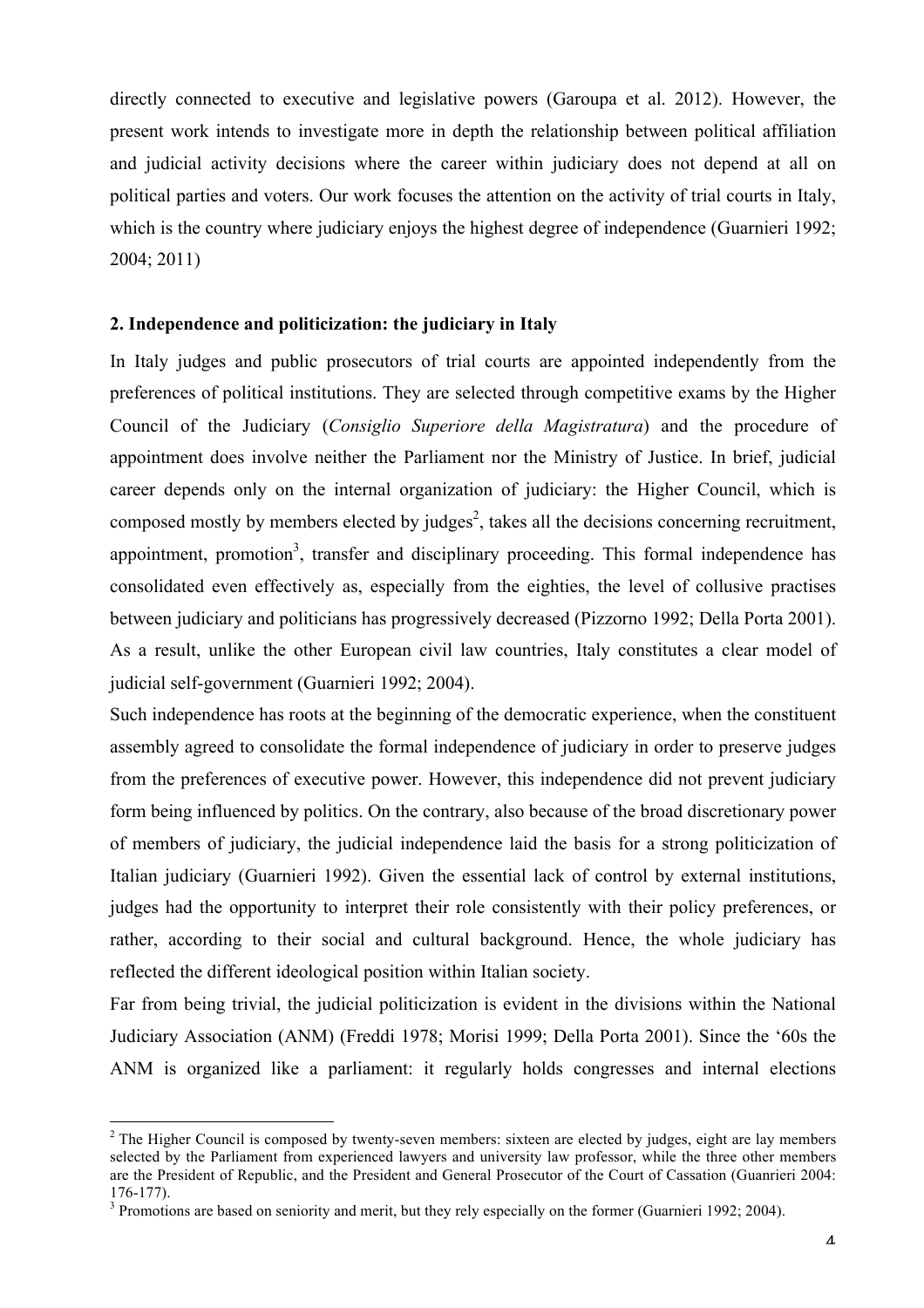directly connected to executive and legislative powers (Garoupa et al. 2012). However, the present work intends to investigate more in depth the relationship between political affiliation and judicial activity decisions where the career within judiciary does not depend at all on political parties and voters. Our work focuses the attention on the activity of trial courts in Italy, which is the country where judiciary enjoys the highest degree of independence (Guarnieri 1992; 2004; 2011)

## 2. Independence and politicization: the judiciary in Italy

In Italy judges and public prosecutors of trial courts are appointed independently from the preferences of political institutions. They are selected through competitive exams by the Higher Council of the Judiciary (*Consiglio Superiore della Magistratura*) and the procedure of appointment does involve neither the Parliament nor the Ministry of Justice. In brief, judicial career depends only on the internal organization of judiciary: the Higher Council, which is composed mostly by members elected by judges[2], takes all the decisions concerning recruitment, appointment, promotion[3], transfer and disciplinary proceeding. This formal independence has consolidated even effectively as, especially from the eighties, the level of collusive practises between judiciary and politicians has progressively decreased (Pizzorno 1992; Della Porta 2001). As a result, unlike the other European civil law countries, Italy constitutes a clear model of judicial self-government (Guarnieri 1992; 2004).

Such independence has roots at the beginning of the democratic experience, when the constituent assembly agreed to consolidate the formal independence of judiciary in order to preserve judges from the preferences of executive power. However, this independence did not prevent judiciary form being influenced by politics. On the contrary, also because of the broad discretionary power of members of judiciary, the judicial independence laid the basis for a strong politicization of Italian judiciary (Guarnieri 1992). Given the essential lack of control by external institutions, judges had the opportunity to interpret their role consistently with their policy preferences, or rather, according to their social and cultural background. Hence, the whole judiciary has reflected the different ideological position within Italian society.

Far from being trivial, the judicial politicization is evident in the divisions within the National Judiciary Association (ANM) (Freddi 1978; Morisi 1999; Della Porta 2001). Since the '60s the ANM is organized like a parliament: it regularly holds congresses and internal elections

---

[2] The Higher Council is composed by twenty-seven members: sixteen are elected by judges, eight are lay members selected by the Parliament from experienced lawyers and university law professor, while the three other members are the President of Republic, and the President and General Prosecutor of the Court of Cassation (Guanrieri 2004: 176-177).

[3] Promotions are based on seniority and merit, but they rely especially on the former (Guarnieri 1992; 2004).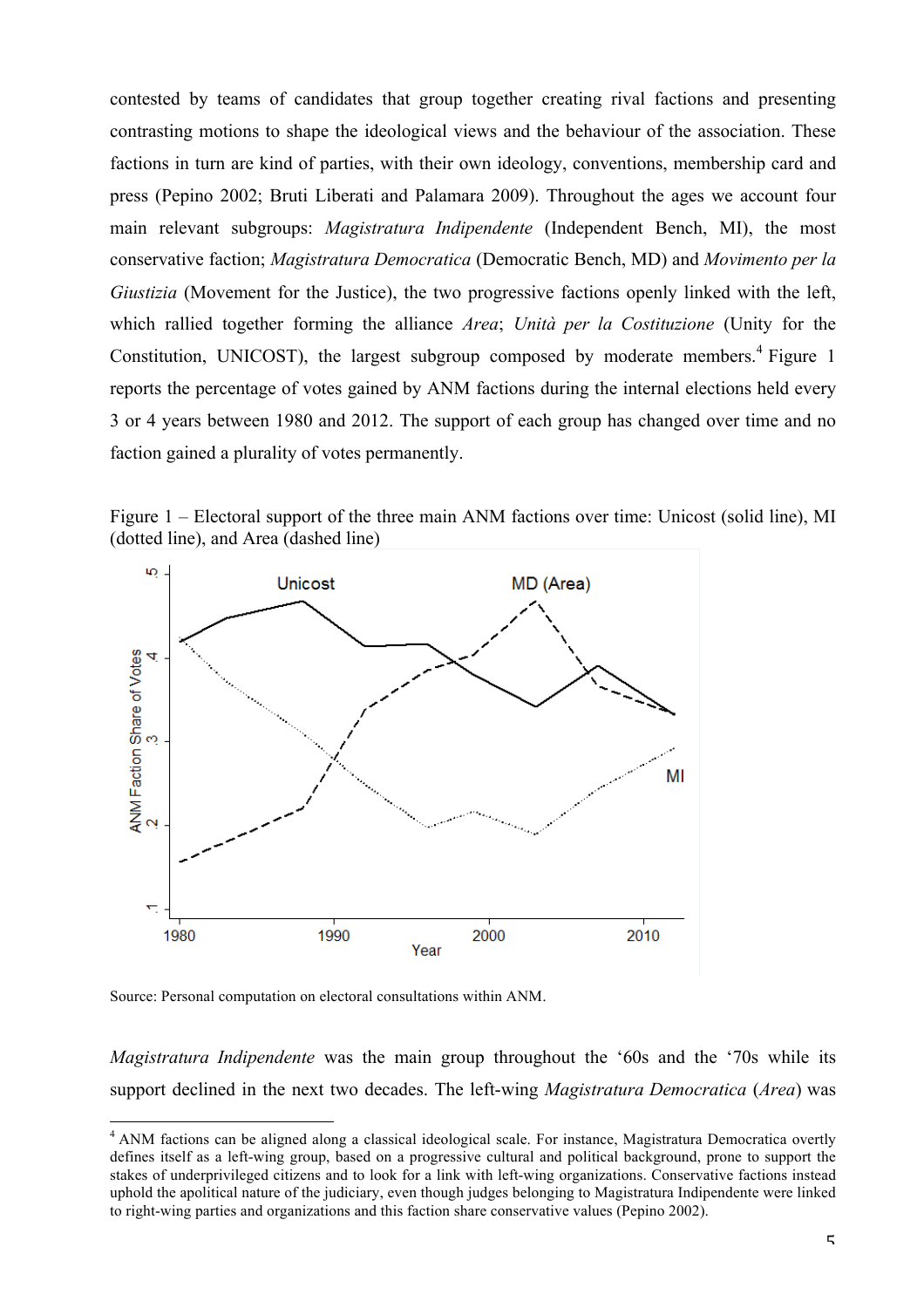contested by teams of candidates that group together creating rival factions and presenting contrasting motions to shape the ideological views and the behaviour of the association. These factions in turn are kind of parties, with their own ideology, conventions, membership card and press (Pepino 2002; Bruti Liberati and Palamara 2009). Throughout the ages we account four main relevant subgroups: *Magistratura Indipendente* (Independent Bench, MI), the most conservative faction; *Magistratura Democratica* (Democratic Bench, MD) and *Movimento per la Giustizia* (Movement for the Justice), the two progressive factions openly linked with the left, which rallied together forming the alliance *Area*; *Unità per la Costituzione* (Unity for the Constitution, UNICOST), the largest subgroup composed by moderate members.[4] Figure 1 reports the percentage of votes gained by ANM factions during the internal elections held every 3 or 4 years between 1980 and 2012. The support of each group has changed over time and no faction gained a plurality of votes permanently.

Figure 1 – Electoral support of the three main ANM factions over time: Unicost (solid line), MI (dotted line), and Area (dashed line)

Source: Personal computation on electoral consultations within ANM.

*Magistratura Indipendente* was the main group throughout the '60s and the '70s while its support declined in the next two decades. The left-wing *Magistratura Democratica* (*Area*) was

[4] ANM factions can be aligned along a classical ideological scale. For instance, Magistratura Democratica overtly defines itself as a left-wing group, based on a progressive cultural and political background, prone to support the stakes of underprivileged citizens and to look for a link with left-wing organizations. Conservative factions instead uphold the apolitical nature of the judiciary, even though judges belonging to Magistratura Indipendente were linked to right-wing parties and organizations and this faction share conservative values (Pepino 2002).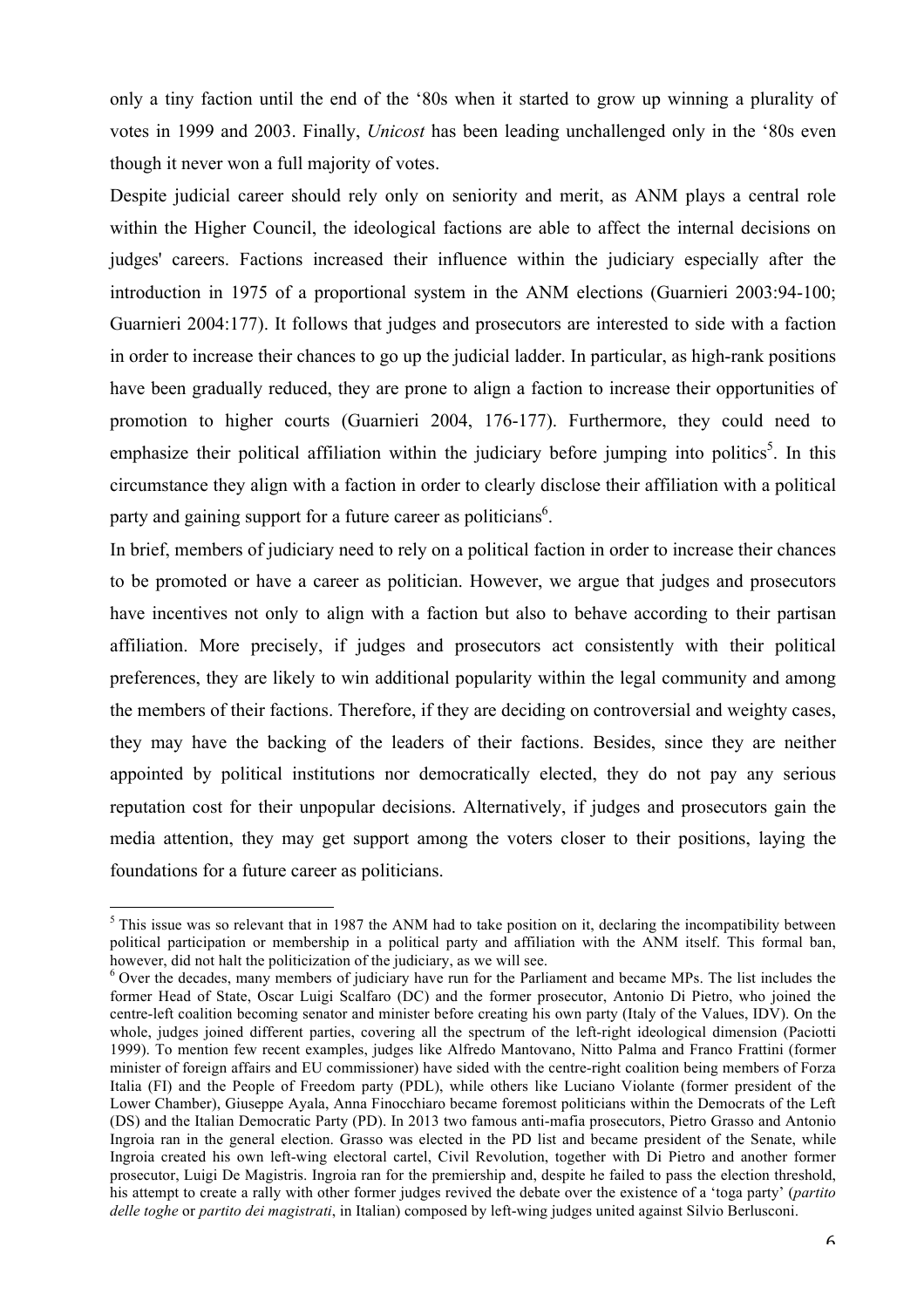only a tiny faction until the end of the '80s when it started to grow up winning a plurality of votes in 1999 and 2003. Finally, *Unicost* has been leading unchallenged only in the '80s even though it never won a full majority of votes.

Despite judicial career should rely only on seniority and merit, as ANM plays a central role within the Higher Council, the ideological factions are able to affect the internal decisions on judges' careers. Factions increased their influence within the judiciary especially after the introduction in 1975 of a proportional system in the ANM elections (Guarnieri 2003:94-100; Guarnieri 2004:177). It follows that judges and prosecutors are interested to side with a faction in order to increase their chances to go up the judicial ladder. In particular, as high-rank positions have been gradually reduced, they are prone to align a faction to increase their opportunities of promotion to higher courts (Guarnieri 2004, 176-177). Furthermore, they could need to emphasize their political affiliation within the judiciary before jumping into politics[5]. In this circumstance they align with a faction in order to clearly disclose their affiliation with a political party and gaining support for a future career as politicians[6].

In brief, members of judiciary need to rely on a political faction in order to increase their chances to be promoted or have a career as politician. However, we argue that judges and prosecutors have incentives not only to align with a faction but also to behave according to their partisan affiliation. More precisely, if judges and prosecutors act consistently with their political preferences, they are likely to win additional popularity within the legal community and among the members of their factions. Therefore, if they are deciding on controversial and weighty cases, they may have the backing of the leaders of their factions. Besides, since they are neither appointed by political institutions nor democratically elected, they do not pay any serious reputation cost for their unpopular decisions. Alternatively, if judges and prosecutors gain the media attention, they may get support among the voters closer to their positions, laying the foundations for a future career as politicians.

---

[5] This issue was so relevant that in 1987 the ANM had to take position on it, declaring the incompatibility between political participation or membership in a political party and affiliation with the ANM itself. This formal ban, however, did not halt the politicization of the judiciary, as we will see.

[6] Over the decades, many members of judiciary have run for the Parliament and became MPs. The list includes the former Head of State, Oscar Luigi Scalfaro (DC) and the former prosecutor, Antonio Di Pietro, who joined the centre-left coalition becoming senator and minister before creating his own party (Italy of the Values, IDV). On the whole, judges joined different parties, covering all the spectrum of the left-right ideological dimension (Paciotti 1999). To mention few recent examples, judges like Alfredo Mantovano, Nitto Palma and Franco Frattini (former minister of foreign affairs and EU commissioner) have sided with the centre-right coalition being members of Forza Italia (FI) and the People of Freedom party (PDL), while others like Luciano Violante (former president of the Lower Chamber), Giuseppe Ayala, Anna Finocchiaro became foremost politicians within the Democrats of the Left (DS) and the Italian Democratic Party (PD). In 2013 two famous anti-mafia prosecutors, Pietro Grasso and Antonio Ingroia ran in the general election. Grasso was elected in the PD list and became president of the Senate, while Ingroia created his own left-wing electoral cartel, Civil Revolution, together with Di Pietro and another former prosecutor, Luigi De Magistris. Ingroia ran for the premiership and, despite he failed to pass the election threshold, his attempt to create a rally with other former judges revived the debate over the existence of a 'toga party' (*partito delle toghe* or *partito dei magistrati*, in Italian) composed by left-wing judges united against Silvio Berlusconi.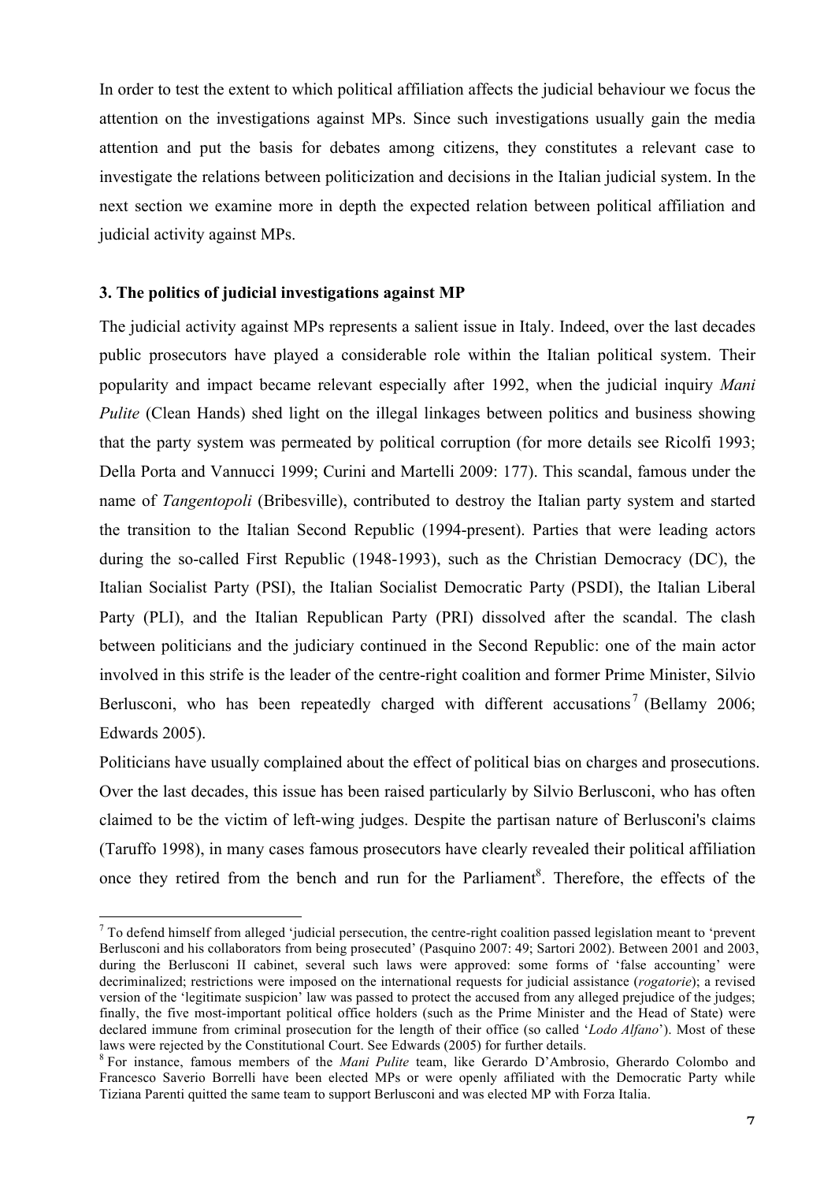In order to test the extent to which political affiliation affects the judicial behaviour we focus the attention on the investigations against MPs. Since such investigations usually gain the media attention and put the basis for debates among citizens, they constitutes a relevant case to investigate the relations between politicization and decisions in the Italian judicial system. In the next section we examine more in depth the expected relation between political affiliation and judicial activity against MPs.

### 3. The politics of judicial investigations against MP

The judicial activity against MPs represents a salient issue in Italy. Indeed, over the last decades public prosecutors have played a considerable role within the Italian political system. Their popularity and impact became relevant especially after 1992, when the judicial inquiry *Mani Pulite* (Clean Hands) shed light on the illegal linkages between politics and business showing that the party system was permeated by political corruption (for more details see Ricolfi 1993; Della Porta and Vannucci 1999; Curini and Martelli 2009: 177). This scandal, famous under the name of *Tangentopoli* (Bribesville), contributed to destroy the Italian party system and started the transition to the Italian Second Republic (1994-present). Parties that were leading actors during the so-called First Republic (1948-1993), such as the Christian Democracy (DC), the Italian Socialist Party (PSI), the Italian Socialist Democratic Party (PSDI), the Italian Liberal Party (PLI), and the Italian Republican Party (PRI) dissolved after the scandal. The clash between politicians and the judiciary continued in the Second Republic: one of the main actor involved in this strife is the leader of the centre-right coalition and former Prime Minister, Silvio Berlusconi, who has been repeatedly charged with different accusations[7] (Bellamy 2006; Edwards 2005).

Politicians have usually complained about the effect of political bias on charges and prosecutions. Over the last decades, this issue has been raised particularly by Silvio Berlusconi, who has often claimed to be the victim of left-wing judges. Despite the partisan nature of Berlusconi's claims (Taruffo 1998), in many cases famous prosecutors have clearly revealed their political affiliation once they retired from the bench and run for the Parliament[8]. Therefore, the effects of the

---

[7] To defend himself from alleged 'judicial persecution, the centre-right coalition passed legislation meant to 'prevent Berlusconi and his collaborators from being prosecuted' (Pasquino 2007: 49; Sartori 2002). Between 2001 and 2003, during the Berlusconi II cabinet, several such laws were approved: some forms of 'false accounting' were decriminalized; restrictions were imposed on the international requests for judicial assistance (*rogatorie*); a revised version of the 'legitimate suspicion' law was passed to protect the accused from any alleged prejudice of the judges; finally, the five most-important political office holders (such as the Prime Minister and the Head of State) were declared immune from criminal prosecution for the length of their office (so called '*Lodo Alfano*'). Most of these laws were rejected by the Constitutional Court. See Edwards (2005) for further details.

[8] For instance, famous members of the *Mani Pulite* team, like Gerardo D'Ambrosio, Gherardo Colombo and Francesco Saverio Borrelli have been elected MPs or were openly affiliated with the Democratic Party while Tiziana Parenti quitted the same team to support Berlusconi and was elected MP with Forza Italia.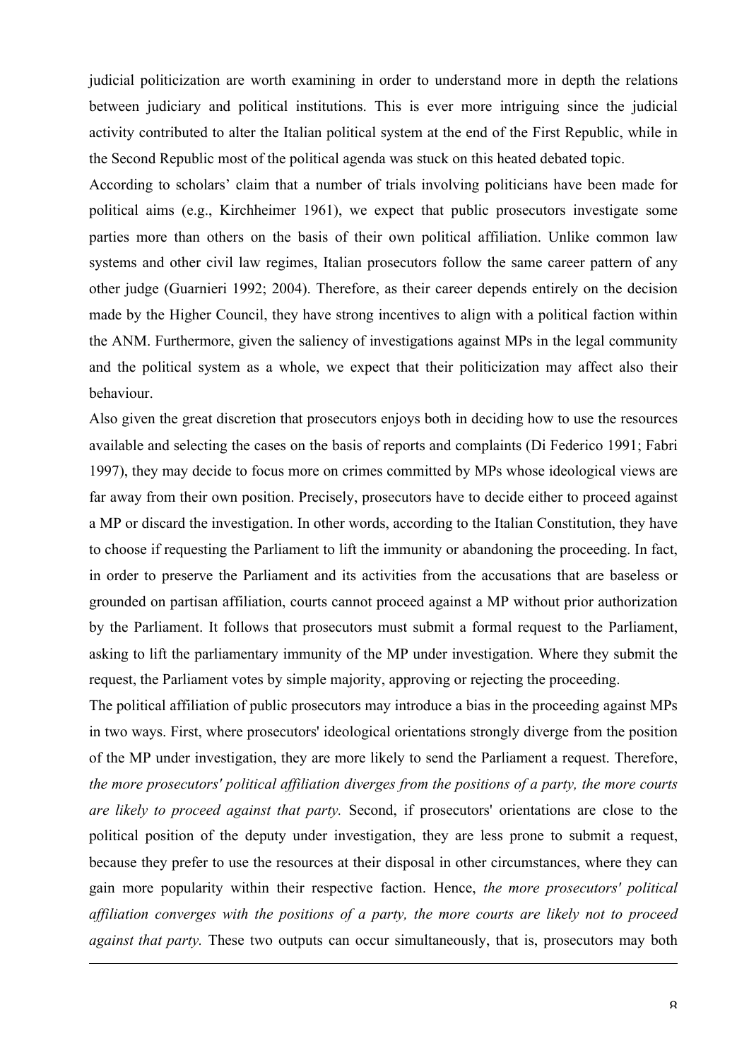judicial politicization are worth examining in order to understand more in depth the relations between judiciary and political institutions. This is ever more intriguing since the judicial activity contributed to alter the Italian political system at the end of the First Republic, while in the Second Republic most of the political agenda was stuck on this heated debated topic.

According to scholars' claim that a number of trials involving politicians have been made for political aims (e.g., Kirchheimer 1961), we expect that public prosecutors investigate some parties more than others on the basis of their own political affiliation. Unlike common law systems and other civil law regimes, Italian prosecutors follow the same career pattern of any other judge (Guarnieri 1992; 2004). Therefore, as their career depends entirely on the decision made by the Higher Council, they have strong incentives to align with a political faction within the ANM. Furthermore, given the saliency of investigations against MPs in the legal community and the political system as a whole, we expect that their politicization may affect also their behaviour.

Also given the great discretion that prosecutors enjoys both in deciding how to use the resources available and selecting the cases on the basis of reports and complaints (Di Federico 1991; Fabri 1997), they may decide to focus more on crimes committed by MPs whose ideological views are far away from their own position. Precisely, prosecutors have to decide either to proceed against a MP or discard the investigation. In other words, according to the Italian Constitution, they have to choose if requesting the Parliament to lift the immunity or abandoning the proceeding. In fact, in order to preserve the Parliament and its activities from the accusations that are baseless or grounded on partisan affiliation, courts cannot proceed against a MP without prior authorization by the Parliament. It follows that prosecutors must submit a formal request to the Parliament, asking to lift the parliamentary immunity of the MP under investigation. Where they submit the request, the Parliament votes by simple majority, approving or rejecting the proceeding.

The political affiliation of public prosecutors may introduce a bias in the proceeding against MPs in two ways. First, where prosecutors' ideological orientations strongly diverge from the position of the MP under investigation, they are more likely to send the Parliament a request. Therefore, *the more prosecutors' political affiliation diverges from the positions of a party, the more courts are likely to proceed against that party.* Second, if prosecutors' orientations are close to the political position of the deputy under investigation, they are less prone to submit a request, because they prefer to use the resources at their disposal in other circumstances, where they can gain more popularity within their respective faction. Hence, *the more prosecutors' political affiliation converges with the positions of a party, the more courts are likely not to proceed against that party.* These two outputs can occur simultaneously, that is, prosecutors may both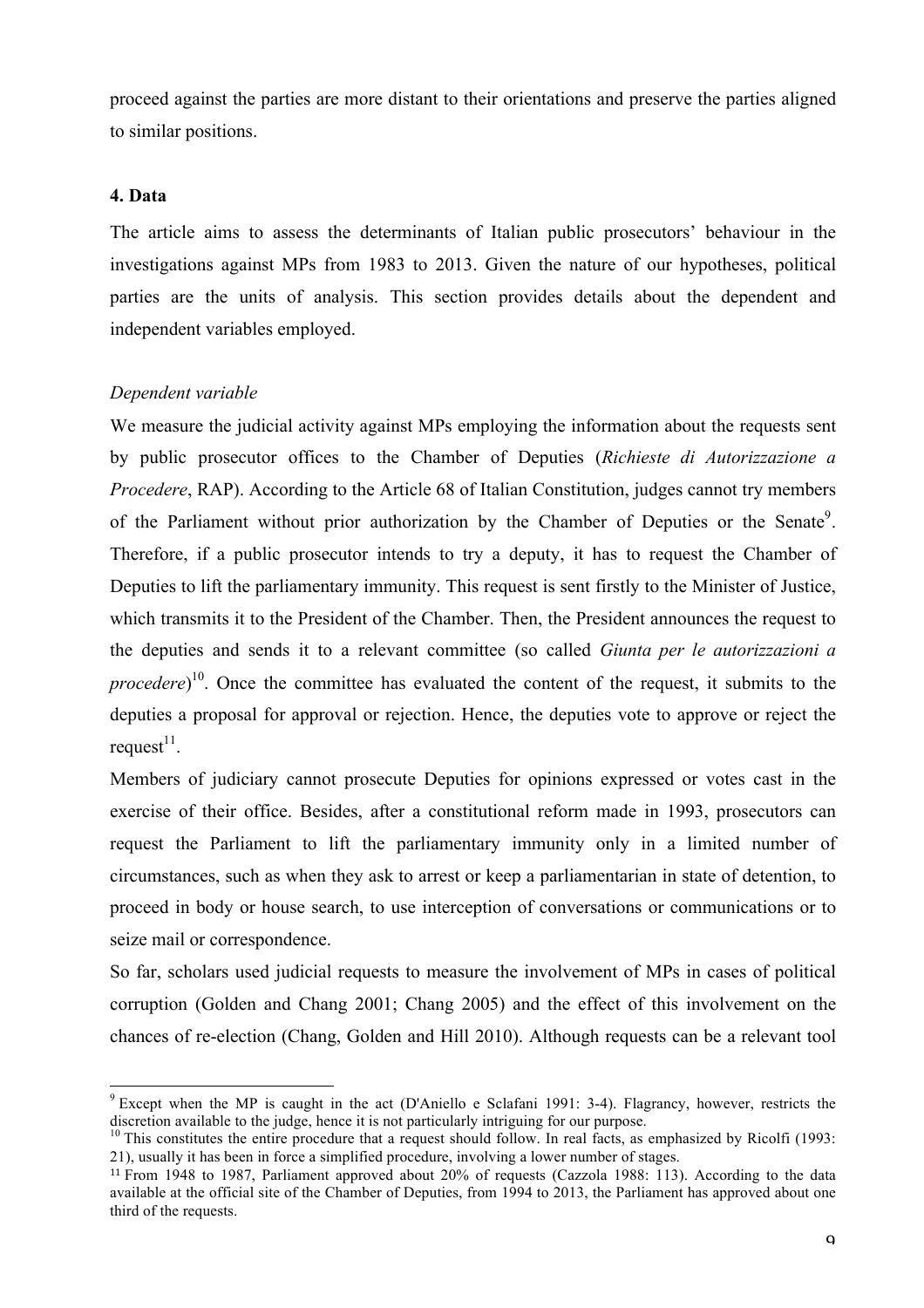proceed against the parties are more distant to their orientations and preserve the parties aligned to similar positions.

### 4. Data

The article aims to assess the determinants of Italian public prosecutors' behaviour in the investigations against MPs from 1983 to 2013. Given the nature of our hypotheses, political parties are the units of analysis. This section provides details about the dependent and independent variables employed.

*Dependent variable*

We measure the judicial activity against MPs employing the information about the requests sent by public prosecutor offices to the Chamber of Deputies (*Richieste di Autorizzazione a Procedere*, RAP). According to the Article 68 of Italian Constitution, judges cannot try members of the Parliament without prior authorization by the Chamber of Deputies or the Senate[9]. Therefore, if a public prosecutor intends to try a deputy, it has to request the Chamber of Deputies to lift the parliamentary immunity. This request is sent firstly to the Minister of Justice, which transmits it to the President of the Chamber. Then, the President announces the request to the deputies and sends it to a relevant committee (so called *Giunta per le autorizzazioni a procedere*)[10]. Once the committee has evaluated the content of the request, it submits to the deputies a proposal for approval or rejection. Hence, the deputies vote to approve or reject the request[11].

Members of judiciary cannot prosecute Deputies for opinions expressed or votes cast in the exercise of their office. Besides, after a constitutional reform made in 1993, prosecutors can request the Parliament to lift the parliamentary immunity only in a limited number of circumstances, such as when they ask to arrest or keep a parliamentarian in state of detention, to proceed in body or house search, to use interception of conversations or communications or to seize mail or correspondence.

So far, scholars used judicial requests to measure the involvement of MPs in cases of political corruption (Golden and Chang 2001; Chang 2005) and the effect of this involvement on the chances of re-election (Chang, Golden and Hill 2010). Although requests can be a relevant tool

---

[9] Except when the MP is caught in the act (D'Aniello e Sclafani 1991: 3-4). Flagrancy, however, restricts the discretion available to the judge, hence it is not particularly intriguing for our purpose.

[10] This constitutes the entire procedure that a request should follow. In real facts, as emphasized by Ricolfi (1993: 21), usually it has been in force a simplified procedure, involving a lower number of stages.

[11] From 1948 to 1987, Parliament approved about 20% of requests (Cazzola 1988: 113). According to the data available at the official site of the Chamber of Deputies, from 1994 to 2013, the Parliament has approved about one third of the requests.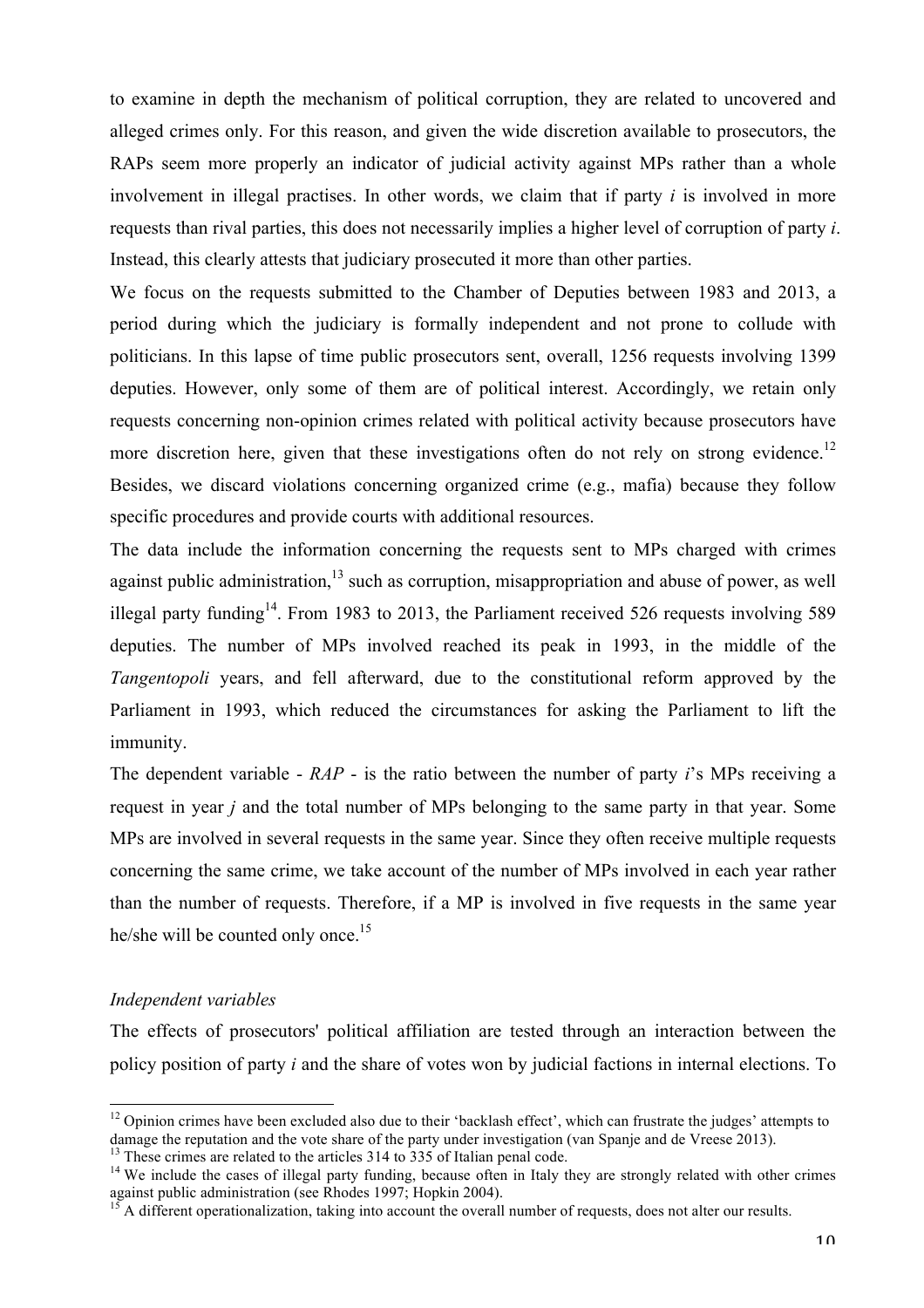to examine in depth the mechanism of political corruption, they are related to uncovered and alleged crimes only. For this reason, and given the wide discretion available to prosecutors, the RAPs seem more properly an indicator of judicial activity against MPs rather than a whole involvement in illegal practises. In other words, we claim that if party *i* is involved in more requests than rival parties, this does not necessarily implies a higher level of corruption of party *i*. Instead, this clearly attests that judiciary prosecuted it more than other parties.

We focus on the requests submitted to the Chamber of Deputies between 1983 and 2013, a period during which the judiciary is formally independent and not prone to collude with politicians. In this lapse of time public prosecutors sent, overall, 1256 requests involving 1399 deputies. However, only some of them are of political interest. Accordingly, we retain only requests concerning non-opinion crimes related with political activity because prosecutors have more discretion here, given that these investigations often do not rely on strong evidence.[12] Besides, we discard violations concerning organized crime (e.g., mafia) because they follow specific procedures and provide courts with additional resources.

The data include the information concerning the requests sent to MPs charged with crimes against public administration,[13] such as corruption, misappropriation and abuse of power, as well illegal party funding[14]. From 1983 to 2013, the Parliament received 526 requests involving 589 deputies. The number of MPs involved reached its peak in 1993, in the middle of the *Tangentopoli* years, and fell afterward, due to the constitutional reform approved by the Parliament in 1993, which reduced the circumstances for asking the Parliament to lift the immunity.

The dependent variable - *RAP* - is the ratio between the number of party *i*'s MPs receiving a request in year *j* and the total number of MPs belonging to the same party in that year. Some MPs are involved in several requests in the same year. Since they often receive multiple requests concerning the same crime, we take account of the number of MPs involved in each year rather than the number of requests. Therefore, if a MP is involved in five requests in the same year he/she will be counted only once.[15]

*Independent variables*

The effects of prosecutors' political affiliation are tested through an interaction between the policy position of party *i* and the share of votes won by judicial factions in internal elections. To

[12] Opinion crimes have been excluded also due to their 'backlash effect', which can frustrate the judges' attempts to damage the reputation and the vote share of the party under investigation (van Spanje and de Vreese 2013).

[13] These crimes are related to the articles 314 to 335 of Italian penal code.

[14] We include the cases of illegal party funding, because often in Italy they are strongly related with other crimes against public administration (see Rhodes 1997; Hopkin 2004).

[15] A different operationalization, taking into account the overall number of requests, does not alter our results.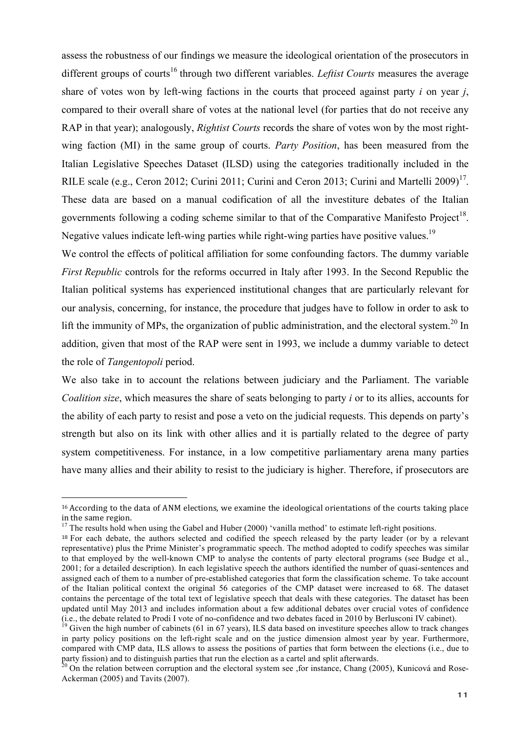assess the robustness of our findings we measure the ideological orientation of the prosecutors in different groups of courts[16] through two different variables. *Leftist Courts* measures the average share of votes won by left-wing factions in the courts that proceed against party *i* on year *j*, compared to their overall share of votes at the national level (for parties that do not receive any RAP in that year); analogously, *Rightist Courts* records the share of votes won by the most right-wing faction (MI) in the same group of courts. *Party Position*, has been measured from the Italian Legislative Speeches Dataset (ILSD) using the categories traditionally included in the RILE scale (e.g., Ceron 2012; Curini 2011; Curini and Ceron 2013; Curini and Martelli 2009)[17]. These data are based on a manual codification of all the investiture debates of the Italian governments following a coding scheme similar to that of the Comparative Manifesto Project[18]. Negative values indicate left-wing parties while right-wing parties have positive values.[19]

We control the effects of political affiliation for some confounding factors. The dummy variable *First Republic* controls for the reforms occurred in Italy after 1993. In the Second Republic the Italian political systems has experienced institutional changes that are particularly relevant for our analysis, concerning, for instance, the procedure that judges have to follow in order to ask to lift the immunity of MPs, the organization of public administration, and the electoral system.[20] In addition, given that most of the RAP were sent in 1993, we include a dummy variable to detect the role of *Tangentopoli* period.

We also take in to account the relations between judiciary and the Parliament. The variable *Coalition size*, which measures the share of seats belonging to party *i* or to its allies, accounts for the ability of each party to resist and pose a veto on the judicial requests. This depends on party's strength but also on its link with other allies and it is partially related to the degree of party system competitiveness. For instance, in a low competitive parliamentary arena many parties have many allies and their ability to resist to the judiciary is higher. Therefore, if prosecutors are

---

[16] According to the data of ANM elections, we examine the ideological orientations of the courts taking place in the same region.

[17] The results hold when using the Gabel and Huber (2000) 'vanilla method' to estimate left-right positions.

[18] For each debate, the authors selected and codified the speech released by the party leader (or by a relevant representative) plus the Prime Minister's programmatic speech. The method adopted to codify speeches was similar to that employed by the well-known CMP to analyse the contents of party electoral programs (see Budge et al., 2001; for a detailed description). In each legislative speech the authors identified the number of quasi-sentences and assigned each of them to a number of pre-established categories that form the classification scheme. To take account of the Italian political context the original 56 categories of the CMP dataset were increased to 68. The dataset contains the percentage of the total text of legislative speech that deals with these categories. The dataset has been updated until May 2013 and includes information about a few additional debates over crucial votes of confidence (i.e., the debate related to Prodi I vote of no-confidence and two debates faced in 2010 by Berlusconi IV cabinet).

[19] Given the high number of cabinets (61 in 67 years), ILS data based on investiture speeches allow to track changes in party policy positions on the left-right scale and on the justice dimension almost year by year. Furthermore, compared with CMP data, ILS allows to assess the positions of parties that form between the elections (i.e., due to party fission) and to distinguish parties that run the election as a cartel and split afterwards.

[20] On the relation between corruption and the electoral system see ,for instance, Chang (2005), Kunicová and Rose-Ackerman (2005) and Tavits (2007).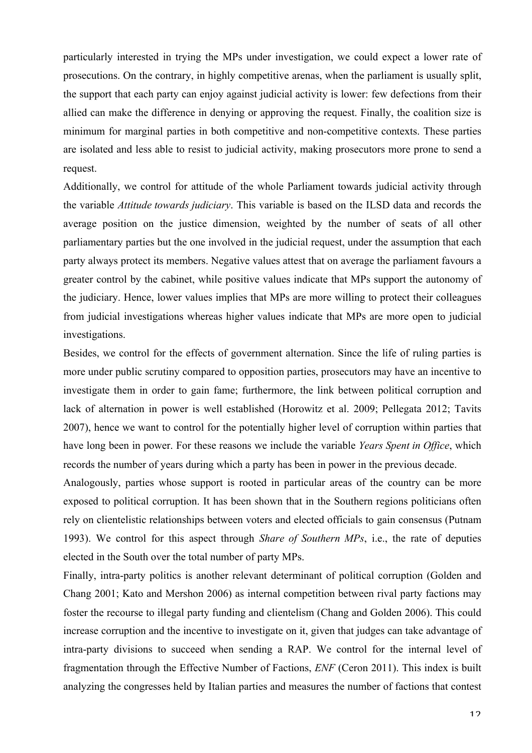particularly interested in trying the MPs under investigation, we could expect a lower rate of prosecutions. On the contrary, in highly competitive arenas, when the parliament is usually split, the support that each party can enjoy against judicial activity is lower: few defections from their allied can make the difference in denying or approving the request. Finally, the coalition size is minimum for marginal parties in both competitive and non-competitive contexts. These parties are isolated and less able to resist to judicial activity, making prosecutors more prone to send a request.

Additionally, we control for attitude of the whole Parliament towards judicial activity through the variable *Attitude towards judiciary*. This variable is based on the ILSD data and records the average position on the justice dimension, weighted by the number of seats of all other parliamentary parties but the one involved in the judicial request, under the assumption that each party always protect its members. Negative values attest that on average the parliament favours a greater control by the cabinet, while positive values indicate that MPs support the autonomy of the judiciary. Hence, lower values implies that MPs are more willing to protect their colleagues from judicial investigations whereas higher values indicate that MPs are more open to judicial investigations.

Besides, we control for the effects of government alternation. Since the life of ruling parties is more under public scrutiny compared to opposition parties, prosecutors may have an incentive to investigate them in order to gain fame; furthermore, the link between political corruption and lack of alternation in power is well established (Horowitz et al. 2009; Pellegata 2012; Tavits 2007), hence we want to control for the potentially higher level of corruption within parties that have long been in power. For these reasons we include the variable *Years Spent in Office*, which records the number of years during which a party has been in power in the previous decade.

Analogously, parties whose support is rooted in particular areas of the country can be more exposed to political corruption. It has been shown that in the Southern regions politicians often rely on clientelistic relationships between voters and elected officials to gain consensus (Putnam 1993). We control for this aspect through *Share of Southern MPs*, i.e., the rate of deputies elected in the South over the total number of party MPs.

Finally, intra-party politics is another relevant determinant of political corruption (Golden and Chang 2001; Kato and Mershon 2006) as internal competition between rival party factions may foster the recourse to illegal party funding and clientelism (Chang and Golden 2006). This could increase corruption and the incentive to investigate on it, given that judges can take advantage of intra-party divisions to succeed when sending a RAP. We control for the internal level of fragmentation through the Effective Number of Factions, *ENF* (Ceron 2011). This index is built analyzing the congresses held by Italian parties and measures the number of factions that contest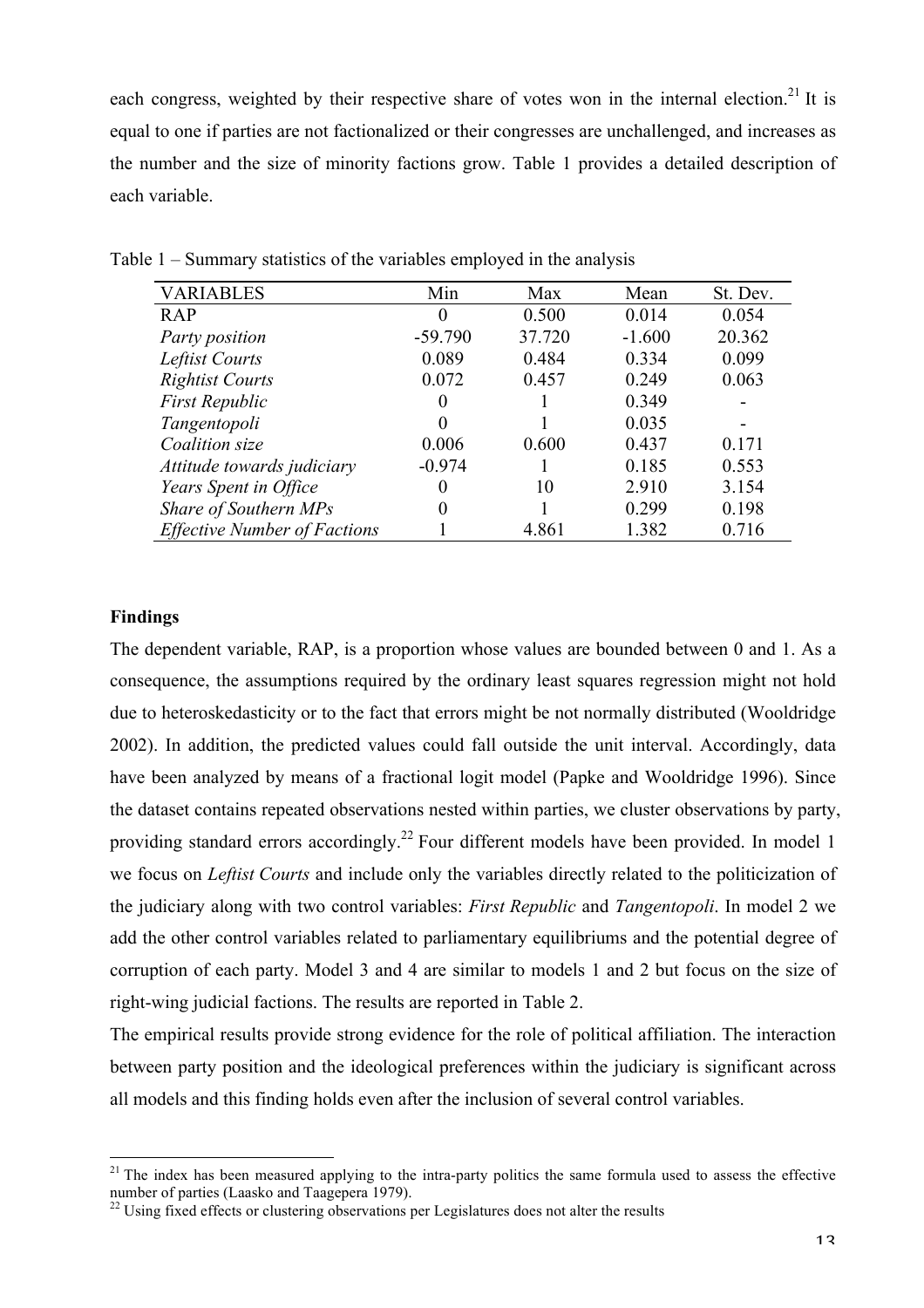each congress, weighted by their respective share of votes won in the internal election.[21] It is equal to one if parties are not factionalized or their congresses are unchallenged, and increases as the number and the size of minority factions grow. Table 1 provides a detailed description of each variable.

Table 1 – Summary statistics of the variables employed in the analysis

| VARIABLES | Min | Max | Mean | St. Dev. |
|---|---|---|---|---|
| RAP | 0 | 0.500 | 0.014 | 0.054 |
| *Party position* | -59.790 | 37.720 | -1.600 | 20.362 |
| *Leftist Courts* | 0.089 | 0.484 | 0.334 | 0.099 |
| *Rightist Courts* | 0.072 | 0.457 | 0.249 | 0.063 |
| *First Republic* | 0 | 1 | 0.349 | - |
| *Tangentopoli* | 0 | 1 | 0.035 | - |
| *Coalition size* | 0.006 | 0.600 | 0.437 | 0.171 |
| *Attitude towards judiciary* | -0.974 | 1 | 0.185 | 0.553 |
| *Years Spent in Office* | 0 | 10 | 2.910 | 3.154 |
| *Share of Southern MPs* | 0 | 1 | 0.299 | 0.198 |
| *Effective Number of Factions* | 1 | 4.861 | 1.382 | 0.716 |

**Findings**

The dependent variable, RAP, is a proportion whose values are bounded between 0 and 1. As a consequence, the assumptions required by the ordinary least squares regression might not hold due to heteroskedasticity or to the fact that errors might be not normally distributed (Wooldridge 2002). In addition, the predicted values could fall outside the unit interval. Accordingly, data have been analyzed by means of a fractional logit model (Papke and Wooldridge 1996). Since the dataset contains repeated observations nested within parties, we cluster observations by party, providing standard errors accordingly.[22] Four different models have been provided. In model 1 we focus on *Leftist Courts* and include only the variables directly related to the politicization of the judiciary along with two control variables: *First Republic* and *Tangentopoli*. In model 2 we add the other control variables related to parliamentary equilibriums and the potential degree of corruption of each party. Model 3 and 4 are similar to models 1 and 2 but focus on the size of right-wing judicial factions. The results are reported in Table 2.

The empirical results provide strong evidence for the role of political affiliation. The interaction between party position and the ideological preferences within the judiciary is significant across all models and this finding holds even after the inclusion of several control variables.

[21] The index has been measured applying to the intra-party politics the same formula used to assess the effective number of parties (Laasko and Taagepera 1979).

[22] Using fixed effects or clustering observations per Legislatures does not alter the results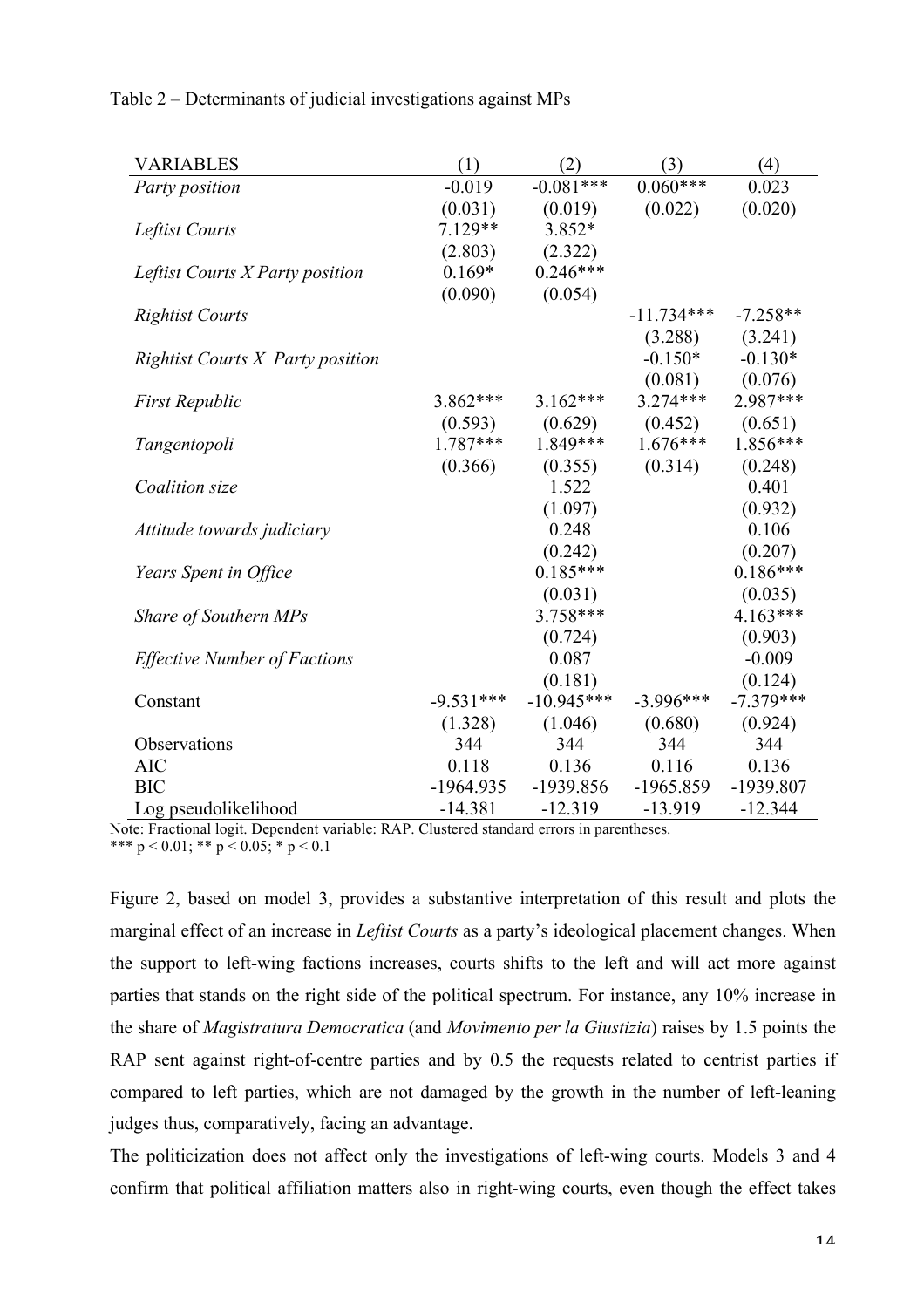Table 2 – Determinants of judicial investigations against MPs

| VARIABLES | (1) | (2) | (3) | (4) |
|---|---|---|---|---|
| *Party position* | -0.019 | -0.081*** | 0.060*** | 0.023 |
| | (0.031) | (0.019) | (0.022) | (0.020) |
| *Leftist Courts* | 7.129** | 3.852* | | |
| | (2.803) | (2.322) | | |
| *Leftist Courts X Party position* | 0.169* | 0.246*** | | |
| | (0.090) | (0.054) | | |
| *Rightist Courts* | | | -11.734*** | -7.258** |
| | | | (3.288) | (3.241) |
| *Rightist Courts X Party position* | | | -0.150* | -0.130* |
| | | | (0.081) | (0.076) |
| *First Republic* | 3.862*** | 3.162*** | 3.274*** | 2.987*** |
| | (0.593) | (0.629) | (0.452) | (0.651) |
| *Tangentopoli* | 1.787*** | 1.849*** | 1.676*** | 1.856*** |
| | (0.366) | (0.355) | (0.314) | (0.248) |
| *Coalition size* | | 1.522 | | 0.401 |
| | | (1.097) | | (0.932) |
| *Attitude towards judiciary* | | 0.248 | | 0.106 |
| | | (0.242) | | (0.207) |
| *Years Spent in Office* | | 0.185*** | | 0.186*** |
| | | (0.031) | | (0.035) |
| *Share of Southern MPs* | | 3.758*** | | 4.163*** |
| | | (0.724) | | (0.903) |
| *Effective Number of Factions* | | 0.087 | | -0.009 |
| | | (0.181) | | (0.124) |
| Constant | -9.531*** | -10.945*** | -3.996*** | -7.379*** |
| | (1.328) | (1.046) | (0.680) | (0.924) |
| Observations | 344 | 344 | 344 | 344 |
| AIC | 0.118 | 0.136 | 0.116 | 0.136 |
| BIC | -1964.935 | -1939.856 | -1965.859 | -1939.807 |
| Log pseudolikelihood | -14.381 | -12.319 | -13.919 | -12.344 |

Note: Fractional logit. Dependent variable: RAP. Clustered standard errors in parentheses.
*** p < 0.01; ** p < 0.05; * p < 0.1

Figure 2, based on model 3, provides a substantive interpretation of this result and plots the marginal effect of an increase in *Leftist Courts* as a party's ideological placement changes. When the support to left-wing factions increases, courts shifts to the left and will act more against parties that stands on the right side of the political spectrum. For instance, any 10% increase in the share of *Magistratura Democratica* (and *Movimento per la Giustizia*) raises by 1.5 points the RAP sent against right-of-centre parties and by 0.5 the requests related to centrist parties if compared to left parties, which are not damaged by the growth in the number of left-leaning judges thus, comparatively, facing an advantage.

The politicization does not affect only the investigations of left-wing courts. Models 3 and 4 confirm that political affiliation matters also in right-wing courts, even though the effect takes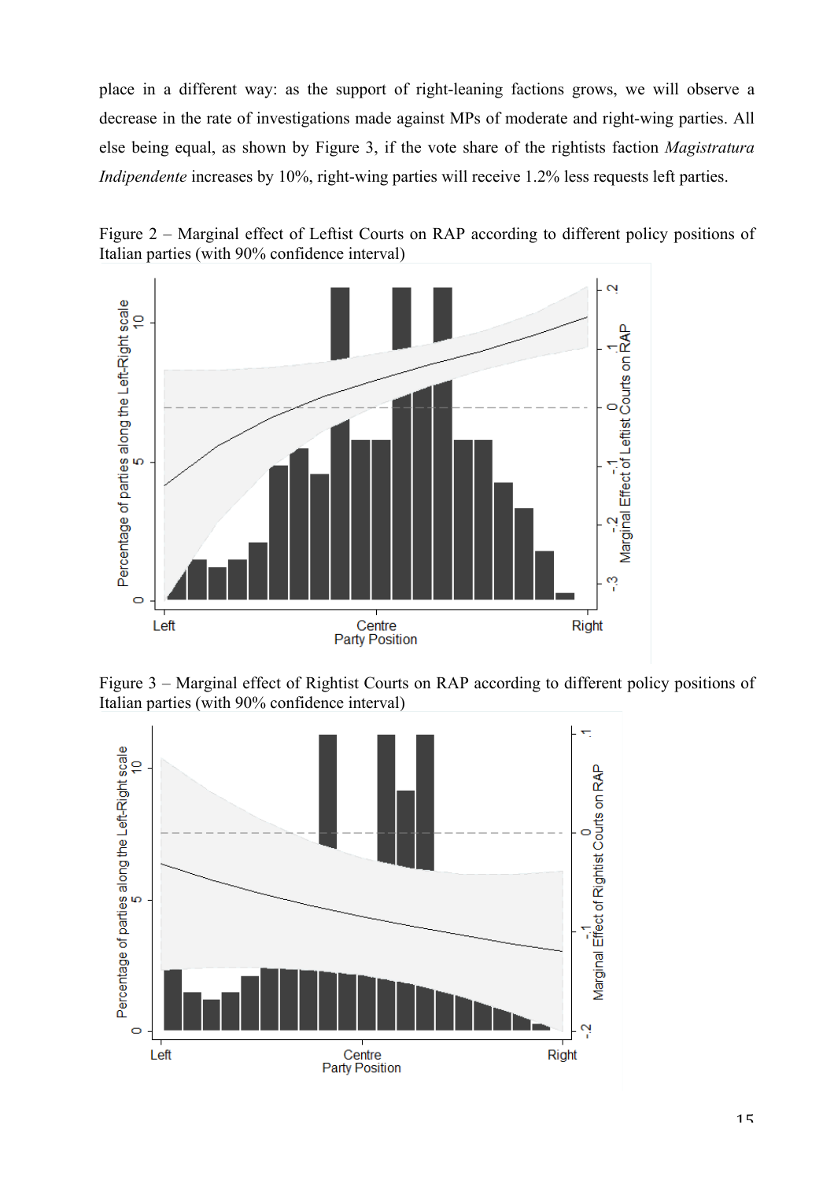place in a different way: as the support of right-leaning factions grows, we will observe a decrease in the rate of investigations made against MPs of moderate and right-wing parties. All else being equal, as shown by Figure 3, if the vote share of the rightists faction *Magistratura Indipendente* increases by 10%, right-wing parties will receive 1.2% less requests left parties.

Figure 2 – Marginal effect of Leftist Courts on RAP according to different policy positions of Italian parties (with 90% confidence interval)

Figure 3 – Marginal effect of Rightist Courts on RAP according to different policy positions of Italian parties (with 90% confidence interval)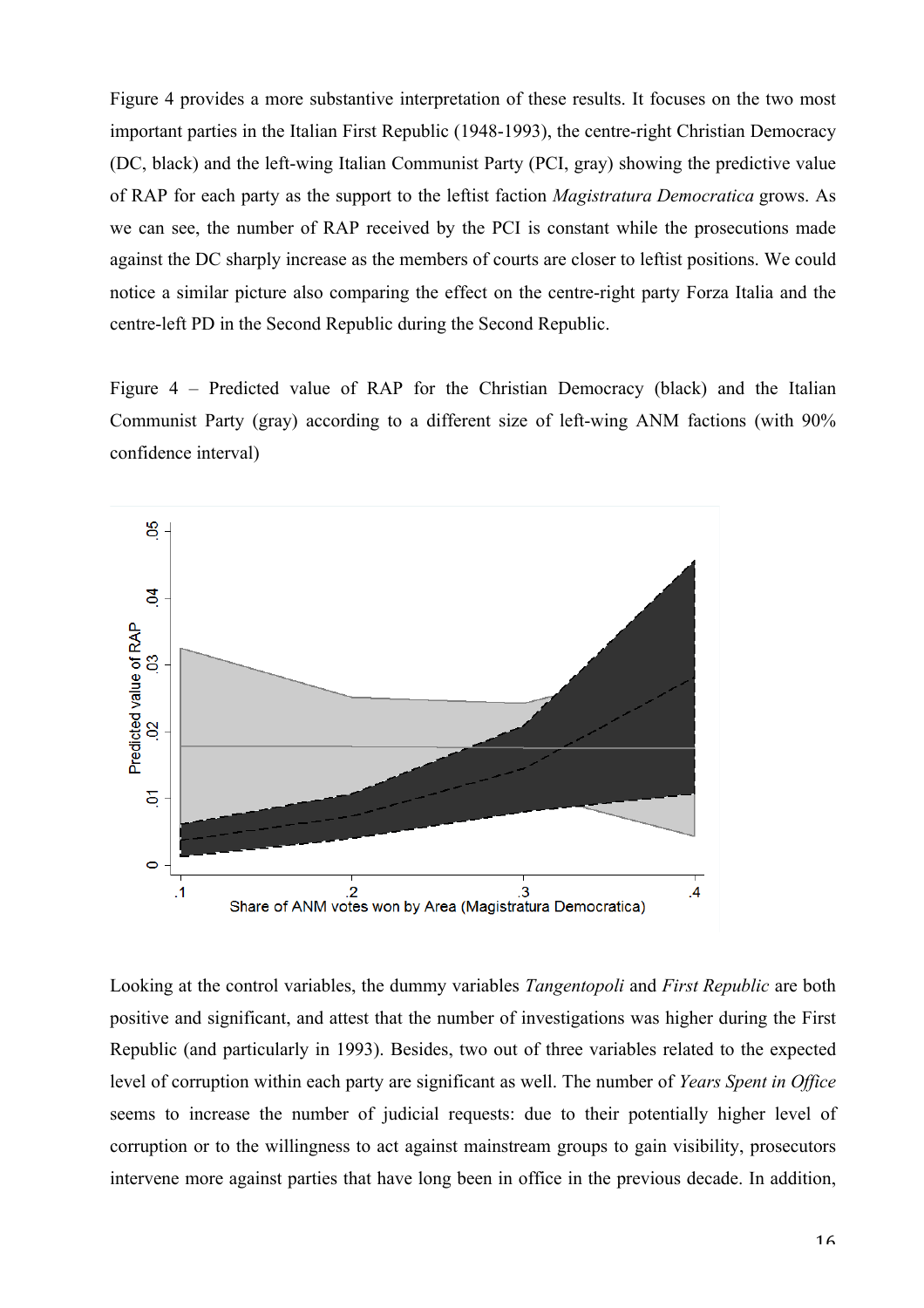Figure 4 provides a more substantive interpretation of these results. It focuses on the two most important parties in the Italian First Republic (1948-1993), the centre-right Christian Democracy (DC, black) and the left-wing Italian Communist Party (PCI, gray) showing the predictive value of RAP for each party as the support to the leftist faction *Magistratura Democratica* grows. As we can see, the number of RAP received by the PCI is constant while the prosecutions made against the DC sharply increase as the members of courts are closer to leftist positions. We could notice a similar picture also comparing the effect on the centre-right party Forza Italia and the centre-left PD in the Second Republic during the Second Republic.

Figure 4 – Predicted value of RAP for the Christian Democracy (black) and the Italian Communist Party (gray) according to a different size of left-wing ANM factions (with 90% confidence interval)

Looking at the control variables, the dummy variables *Tangentopoli* and *First Republic* are both positive and significant, and attest that the number of investigations was higher during the First Republic (and particularly in 1993). Besides, two out of three variables related to the expected level of corruption within each party are significant as well. The number of *Years Spent in Office* seems to increase the number of judicial requests: due to their potentially higher level of corruption or to the willingness to act against mainstream groups to gain visibility, prosecutors intervene more against parties that have long been in office in the previous decade. In addition,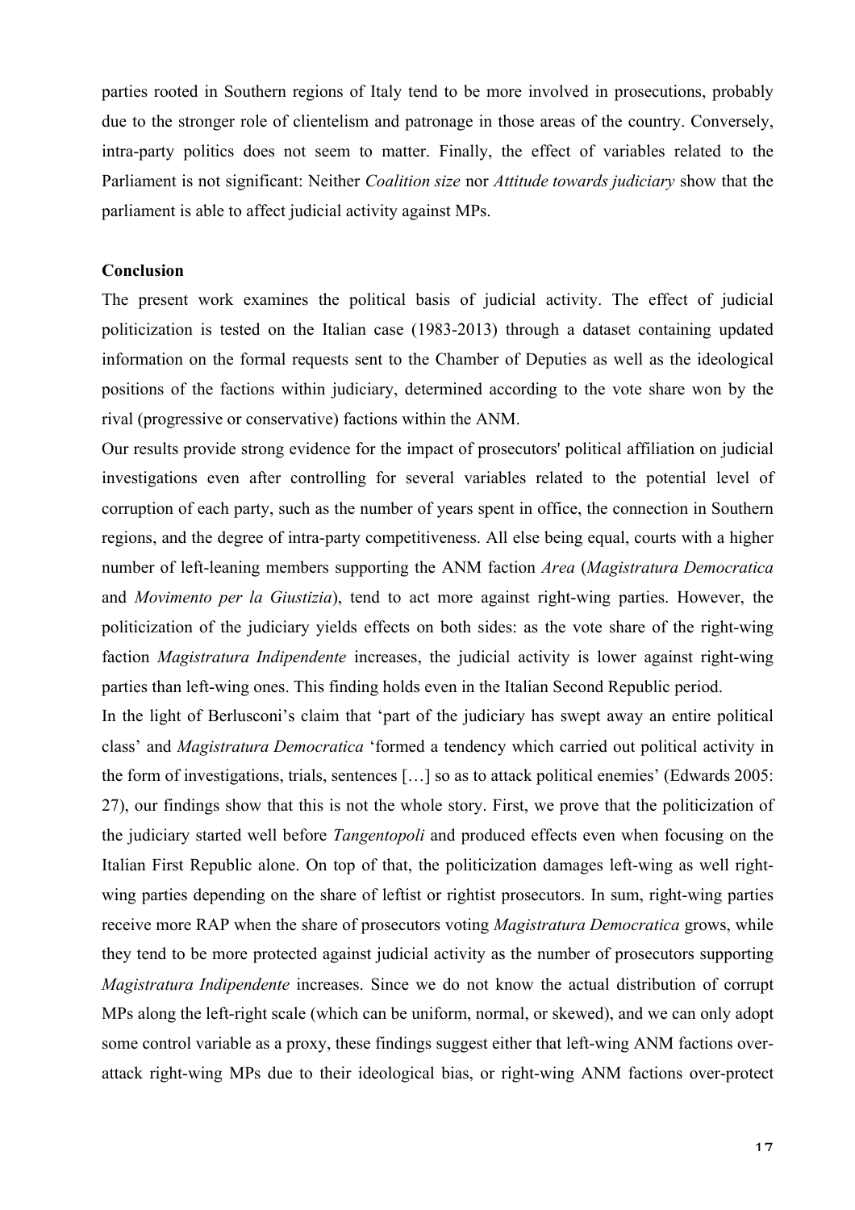parties rooted in Southern regions of Italy tend to be more involved in prosecutions, probably due to the stronger role of clientelism and patronage in those areas of the country. Conversely, intra-party politics does not seem to matter. Finally, the effect of variables related to the Parliament is not significant: Neither *Coalition size* nor *Attitude towards judiciary* show that the parliament is able to affect judicial activity against MPs.

**Conclusion**

The present work examines the political basis of judicial activity. The effect of judicial politicization is tested on the Italian case (1983-2013) through a dataset containing updated information on the formal requests sent to the Chamber of Deputies as well as the ideological positions of the factions within judiciary, determined according to the vote share won by the rival (progressive or conservative) factions within the ANM.

Our results provide strong evidence for the impact of prosecutors' political affiliation on judicial investigations even after controlling for several variables related to the potential level of corruption of each party, such as the number of years spent in office, the connection in Southern regions, and the degree of intra-party competitiveness. All else being equal, courts with a higher number of left-leaning members supporting the ANM faction *Area* (*Magistratura Democratica* and *Movimento per la Giustizia*), tend to act more against right-wing parties. However, the politicization of the judiciary yields effects on both sides: as the vote share of the right-wing faction *Magistratura Indipendente* increases, the judicial activity is lower against right-wing parties than left-wing ones. This finding holds even in the Italian Second Republic period.

In the light of Berlusconi's claim that 'part of the judiciary has swept away an entire political class' and *Magistratura Democratica* 'formed a tendency which carried out political activity in the form of investigations, trials, sentences […] so as to attack political enemies' (Edwards 2005: 27), our findings show that this is not the whole story. First, we prove that the politicization of the judiciary started well before *Tangentopoli* and produced effects even when focusing on the Italian First Republic alone. On top of that, the politicization damages left-wing as well right-wing parties depending on the share of leftist or rightist prosecutors. In sum, right-wing parties receive more RAP when the share of prosecutors voting *Magistratura Democratica* grows, while they tend to be more protected against judicial activity as the number of prosecutors supporting *Magistratura Indipendente* increases. Since we do not know the actual distribution of corrupt MPs along the left-right scale (which can be uniform, normal, or skewed), and we can only adopt some control variable as a proxy, these findings suggest either that left-wing ANM factions over-attack right-wing MPs due to their ideological bias, or right-wing ANM factions over-protect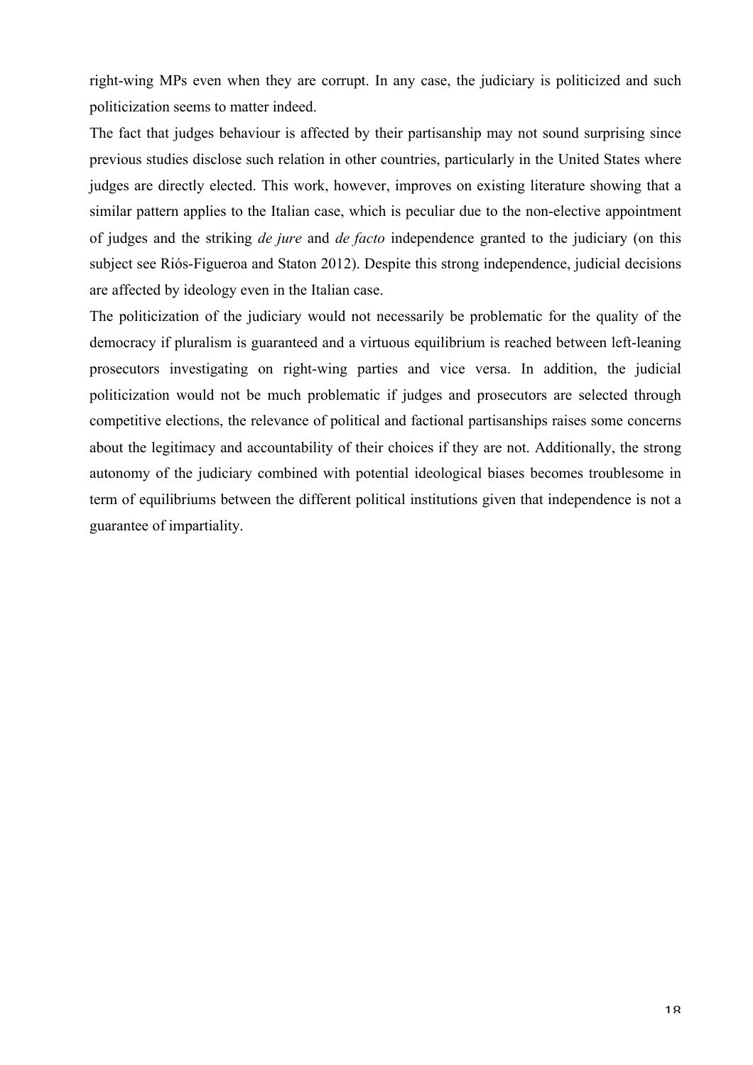right-wing MPs even when they are corrupt. In any case, the judiciary is politicized and such politicization seems to matter indeed.

The fact that judges behaviour is affected by their partisanship may not sound surprising since previous studies disclose such relation in other countries, particularly in the United States where judges are directly elected. This work, however, improves on existing literature showing that a similar pattern applies to the Italian case, which is peculiar due to the non-elective appointment of judges and the striking *de jure* and *de facto* independence granted to the judiciary (on this subject see Riós-Figueroa and Staton 2012). Despite this strong independence, judicial decisions are affected by ideology even in the Italian case.

The politicization of the judiciary would not necessarily be problematic for the quality of the democracy if pluralism is guaranteed and a virtuous equilibrium is reached between left-leaning prosecutors investigating on right-wing parties and vice versa. In addition, the judicial politicization would not be much problematic if judges and prosecutors are selected through competitive elections, the relevance of political and factional partisanships raises some concerns about the legitimacy and accountability of their choices if they are not. Additionally, the strong autonomy of the judiciary combined with potential ideological biases becomes troublesome in term of equilibriums between the different political institutions given that independence is not a guarantee of impartiality.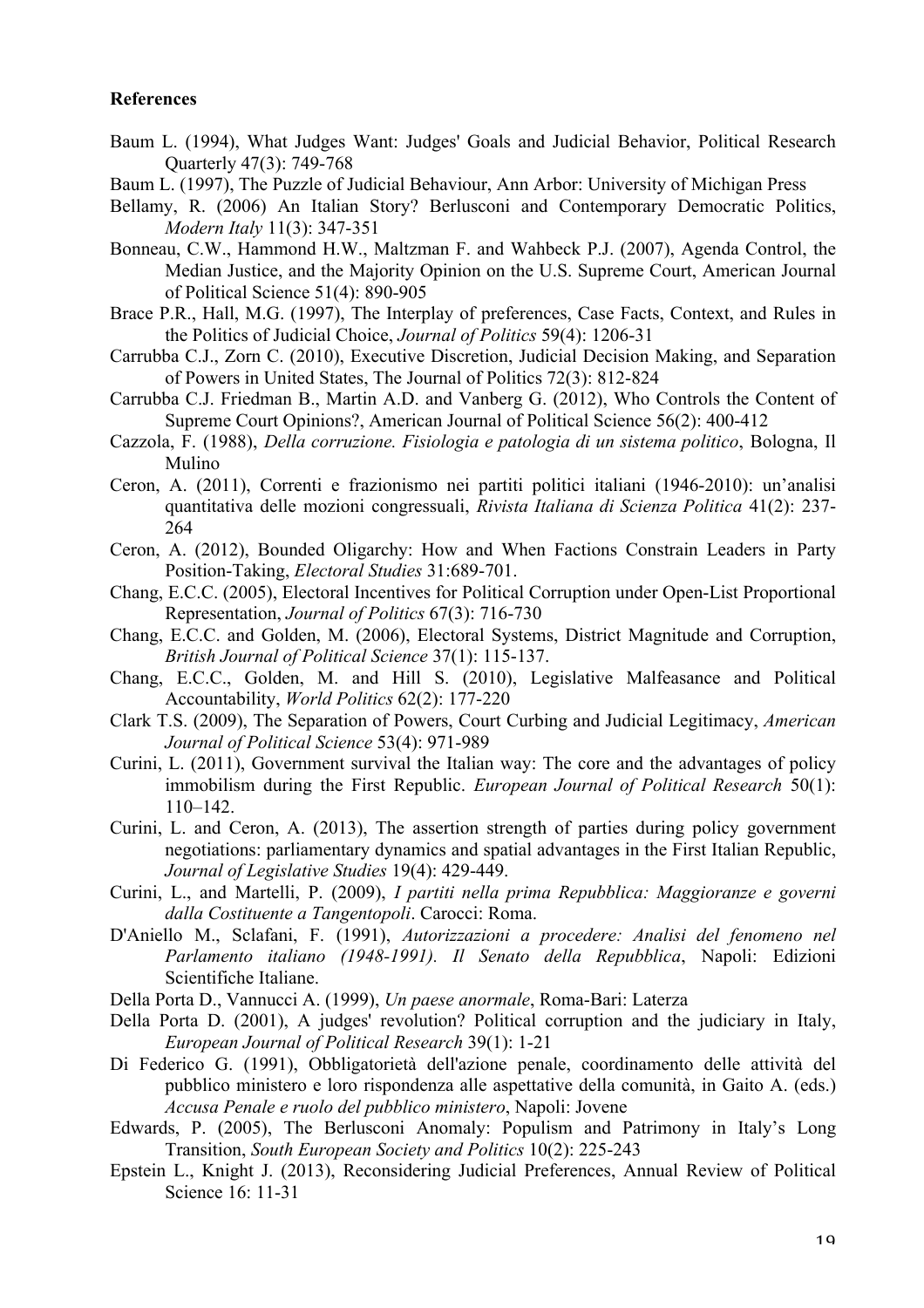**References**

Baum L. (1994), What Judges Want: Judges' Goals and Judicial Behavior, Political Research Quarterly 47(3): 749-768

Baum L. (1997), The Puzzle of Judicial Behaviour, Ann Arbor: University of Michigan Press

Bellamy, R. (2006) An Italian Story? Berlusconi and Contemporary Democratic Politics, *Modern Italy* 11(3): 347-351

Bonneau, C.W., Hammond H.W., Maltzman F. and Wahbeck P.J. (2007), Agenda Control, the Median Justice, and the Majority Opinion on the U.S. Supreme Court, American Journal of Political Science 51(4): 890-905

Brace P.R., Hall, M.G. (1997), The Interplay of preferences, Case Facts, Context, and Rules in the Politics of Judicial Choice, *Journal of Politics* 59(4): 1206-31

Carrubba C.J., Zorn C. (2010), Executive Discretion, Judicial Decision Making, and Separation of Powers in United States, The Journal of Politics 72(3): 812-824

Carrubba C.J. Friedman B., Martin A.D. and Vanberg G. (2012), Who Controls the Content of Supreme Court Opinions?, American Journal of Political Science 56(2): 400-412

Cazzola, F. (1988), *Della corruzione. Fisiologia e patologia di un sistema politico*, Bologna, Il Mulino

Ceron, A. (2011), Correnti e frazionismo nei partiti politici italiani (1946-2010): un'analisi quantitativa delle mozioni congressuali, *Rivista Italiana di Scienza Politica* 41(2): 237-264

Ceron, A. (2012), Bounded Oligarchy: How and When Factions Constrain Leaders in Party Position-Taking, *Electoral Studies* 31:689-701.

Chang, E.C.C. (2005), Electoral Incentives for Political Corruption under Open-List Proportional Representation, *Journal of Politics* 67(3): 716-730

Chang, E.C.C. and Golden, M. (2006), Electoral Systems, District Magnitude and Corruption, *British Journal of Political Science* 37(1): 115-137.

Chang, E.C.C., Golden, M. and Hill S. (2010), Legislative Malfeasance and Political Accountability, *World Politics* 62(2): 177-220

Clark T.S. (2009), The Separation of Powers, Court Curbing and Judicial Legitimacy, *American Journal of Political Science* 53(4): 971-989

Curini, L. (2011), Government survival the Italian way: The core and the advantages of policy immobilism during the First Republic. *European Journal of Political Research* 50(1): 110–142.

Curini, L. and Ceron, A. (2013), The assertion strength of parties during policy government negotiations: parliamentary dynamics and spatial advantages in the First Italian Republic, *Journal of Legislative Studies* 19(4): 429-449.

Curini, L., and Martelli, P. (2009), *I partiti nella prima Repubblica: Maggioranze e governi dalla Costituente a Tangentopoli*. Carocci: Roma.

D'Aniello M., Sclafani, F. (1991), *Autorizzazioni a procedere: Analisi del fenomeno nel Parlamento italiano (1948-1991). Il Senato della Repubblica*, Napoli: Edizioni Scientifiche Italiane.

Della Porta D., Vannucci A. (1999), *Un paese anormale*, Roma-Bari: Laterza

Della Porta D. (2001), A judges' revolution? Political corruption and the judiciary in Italy, *European Journal of Political Research* 39(1): 1-21

Di Federico G. (1991), Obbligatorietà dell'azione penale, coordinamento delle attività del pubblico ministero e loro rispondenza alle aspettative della comunità, in Gaito A. (eds.) *Accusa Penale e ruolo del pubblico ministero*, Napoli: Jovene

Edwards, P. (2005), The Berlusconi Anomaly: Populism and Patrimony in Italy's Long Transition, *South European Society and Politics* 10(2): 225-243

Epstein L., Knight J. (2013), Reconsidering Judicial Preferences, Annual Review of Political Science 16: 11-31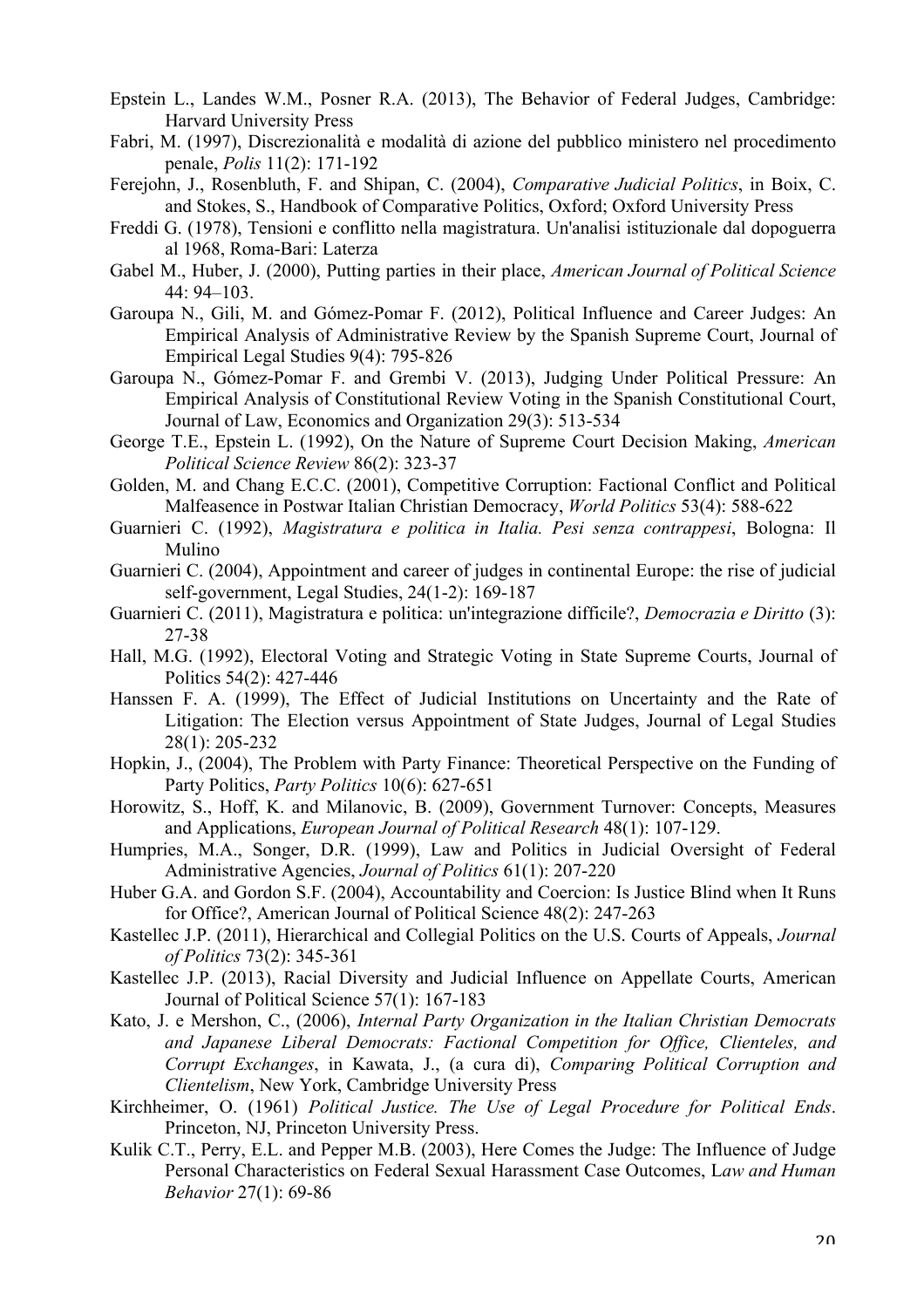Epstein L., Landes W.M., Posner R.A. (2013), The Behavior of Federal Judges, Cambridge: Harvard University Press

Fabri, M. (1997), Discrezionalità e modalità di azione del pubblico ministero nel procedimento penale, *Polis* 11(2): 171-192

Ferejohn, J., Rosenbluth, F. and Shipan, C. (2004), *Comparative Judicial Politics*, in Boix, C. and Stokes, S., Handbook of Comparative Politics, Oxford; Oxford University Press

Freddi G. (1978), Tensioni e conflitto nella magistratura. Un'analisi istituzionale dal dopoguerra al 1968, Roma-Bari: Laterza

Gabel M., Huber, J. (2000), Putting parties in their place, *American Journal of Political Science* 44: 94–103.

Garoupa N., Gili, M. and Gómez-Pomar F. (2012), Political Influence and Career Judges: An Empirical Analysis of Administrative Review by the Spanish Supreme Court, Journal of Empirical Legal Studies 9(4): 795-826

Garoupa N., Gómez-Pomar F. and Grembi V. (2013), Judging Under Political Pressure: An Empirical Analysis of Constitutional Review Voting in the Spanish Constitutional Court, Journal of Law, Economics and Organization 29(3): 513-534

George T.E., Epstein L. (1992), On the Nature of Supreme Court Decision Making, *American Political Science Review* 86(2): 323-37

Golden, M. and Chang E.C.C. (2001), Competitive Corruption: Factional Conflict and Political Malfeasence in Postwar Italian Christian Democracy, *World Politics* 53(4): 588-622

Guarnieri C. (1992), *Magistratura e politica in Italia. Pesi senza contrappesi*, Bologna: Il Mulino

Guarnieri C. (2004), Appointment and career of judges in continental Europe: the rise of judicial self-government, Legal Studies, 24(1-2): 169-187

Guarnieri C. (2011), Magistratura e politica: un'integrazione difficile?, *Democrazia e Diritto* (3): 27-38

Hall, M.G. (1992), Electoral Voting and Strategic Voting in State Supreme Courts, Journal of Politics 54(2): 427-446

Hanssen F. A. (1999), The Effect of Judicial Institutions on Uncertainty and the Rate of Litigation: The Election versus Appointment of State Judges, Journal of Legal Studies 28(1): 205-232

Hopkin, J., (2004), The Problem with Party Finance: Theoretical Perspective on the Funding of Party Politics, *Party Politics* 10(6): 627-651

Horowitz, S., Hoff, K. and Milanovic, B. (2009), Government Turnover: Concepts, Measures and Applications, *European Journal of Political Research* 48(1): 107-129.

Humpries, M.A., Songer, D.R. (1999), Law and Politics in Judicial Oversight of Federal Administrative Agencies, *Journal of Politics* 61(1): 207-220

Huber G.A. and Gordon S.F. (2004), Accountability and Coercion: Is Justice Blind when It Runs for Office?, American Journal of Political Science 48(2): 247-263

Kastellec J.P. (2011), Hierarchical and Collegial Politics on the U.S. Courts of Appeals, *Journal of Politics* 73(2): 345-361

Kastellec J.P. (2013), Racial Diversity and Judicial Influence on Appellate Courts, American Journal of Political Science 57(1): 167-183

Kato, J. e Mershon, C., (2006), *Internal Party Organization in the Italian Christian Democrats and Japanese Liberal Democrats: Factional Competition for Office, Clienteles, and Corrupt Exchanges*, in Kawata, J., (a cura di), *Comparing Political Corruption and Clientelism*, New York, Cambridge University Press

Kirchheimer, O. (1961) *Political Justice. The Use of Legal Procedure for Political Ends*. Princeton, NJ, Princeton University Press.

Kulik C.T., Perry, E.L. and Pepper M.B. (2003), Here Comes the Judge: The Influence of Judge Personal Characteristics on Federal Sexual Harassment Case Outcomes, L*aw and Human Behavior* 27(1): 69-86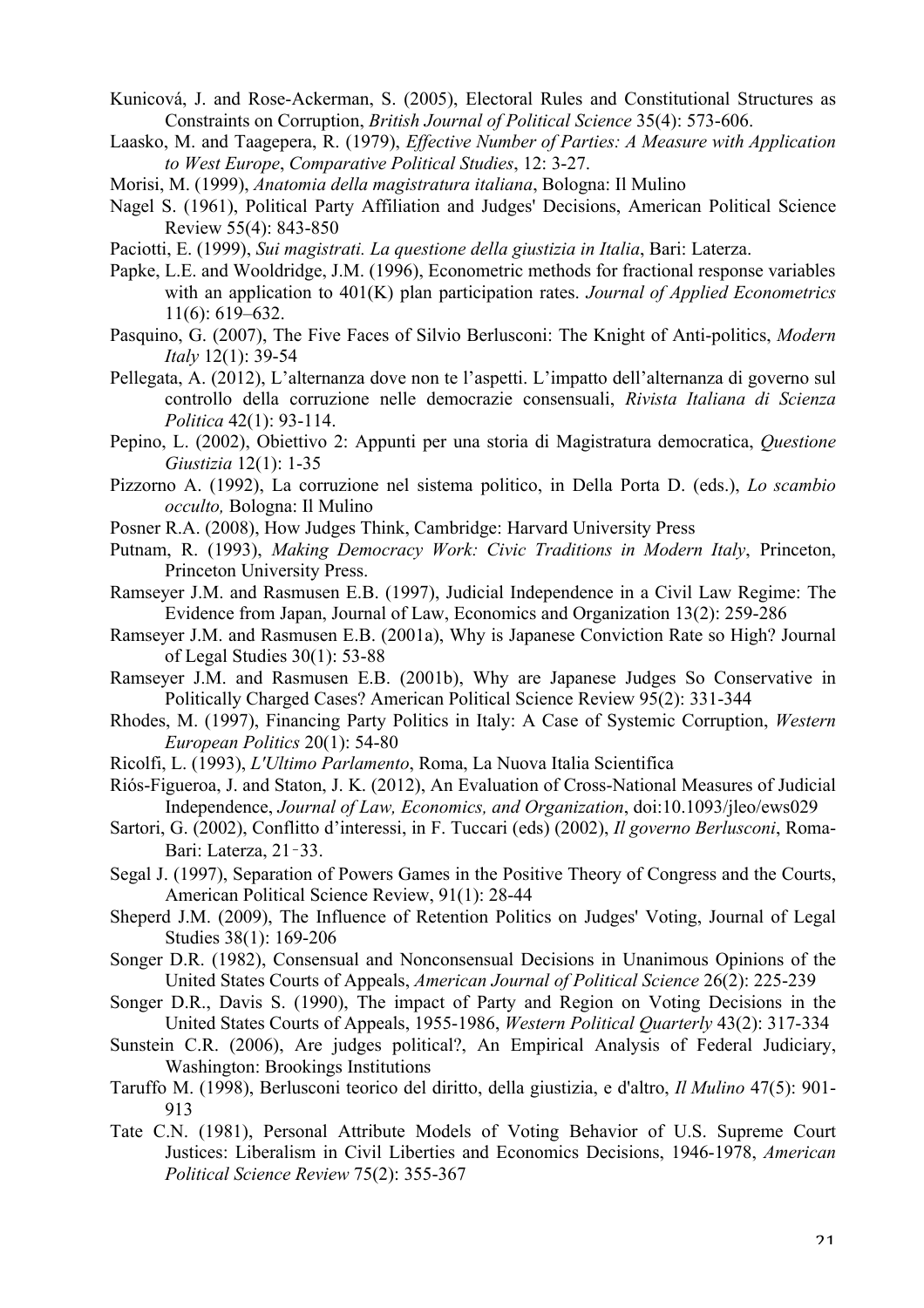Kunicová, J. and Rose-Ackerman, S. (2005), Electoral Rules and Constitutional Structures as Constraints on Corruption, *British Journal of Political Science* 35(4): 573-606.

Laasko, M. and Taagepera, R. (1979), *Effective Number of Parties: A Measure with Application to West Europe*, *Comparative Political Studies*, 12: 3-27.

Morisi, M. (1999), *Anatomia della magistratura italiana*, Bologna: Il Mulino

Nagel S. (1961), Political Party Affiliation and Judges' Decisions, American Political Science Review 55(4): 843-850

Paciotti, E. (1999), *Sui magistrati. La questione della giustizia in Italia*, Bari: Laterza.

Papke, L.E. and Wooldridge, J.M. (1996), Econometric methods for fractional response variables with an application to 401(K) plan participation rates. *Journal of Applied Econometrics* 11(6): 619–632.

Pasquino, G. (2007), The Five Faces of Silvio Berlusconi: The Knight of Anti-politics, *Modern Italy* 12(1): 39-54

Pellegata, A. (2012), L'alternanza dove non te l'aspetti. L'impatto dell'alternanza di governo sul controllo della corruzione nelle democrazie consensuali, *Rivista Italiana di Scienza Politica* 42(1): 93-114.

Pepino, L. (2002), Obiettivo 2: Appunti per una storia di Magistratura democratica, *Questione Giustizia* 12(1): 1-35

Pizzorno A. (1992), La corruzione nel sistema politico, in Della Porta D. (eds.), *Lo scambio occulto,* Bologna: Il Mulino

Posner R.A. (2008), How Judges Think, Cambridge: Harvard University Press

Putnam, R. (1993), *Making Democracy Work: Civic Traditions in Modern Italy*, Princeton, Princeton University Press.

Ramseyer J.M. and Rasmusen E.B. (1997), Judicial Independence in a Civil Law Regime: The Evidence from Japan, Journal of Law, Economics and Organization 13(2): 259-286

Ramseyer J.M. and Rasmusen E.B. (2001a), Why is Japanese Conviction Rate so High? Journal of Legal Studies 30(1): 53-88

Ramseyer J.M. and Rasmusen E.B. (2001b), Why are Japanese Judges So Conservative in Politically Charged Cases? American Political Science Review 95(2): 331-344

Rhodes, M. (1997), Financing Party Politics in Italy: A Case of Systemic Corruption, *Western European Politics* 20(1): 54-80

Ricolfi, L. (1993), *L'Ultimo Parlamento*, Roma, La Nuova Italia Scientifica

Riós-Figueroa, J. and Staton, J. K. (2012), An Evaluation of Cross-National Measures of Judicial Independence, *Journal of Law, Economics, and Organization*, doi:10.1093/jleo/ews029

Sartori, G. (2002), Conflitto d'interessi, in F. Tuccari (eds) (2002), *Il governo Berlusconi*, Roma-Bari: Laterza, 21‑33.

Segal J. (1997), Separation of Powers Games in the Positive Theory of Congress and the Courts, American Political Science Review, 91(1): 28-44

Sheperd J.M. (2009), The Influence of Retention Politics on Judges' Voting, Journal of Legal Studies 38(1): 169-206

Songer D.R. (1982), Consensual and Nonconsensual Decisions in Unanimous Opinions of the United States Courts of Appeals, *American Journal of Political Science* 26(2): 225-239

Songer D.R., Davis S. (1990), The impact of Party and Region on Voting Decisions in the United States Courts of Appeals, 1955-1986, *Western Political Quarterly* 43(2): 317-334

Sunstein C.R. (2006), Are judges political?, An Empirical Analysis of Federal Judiciary, Washington: Brookings Institutions

Taruffo M. (1998), Berlusconi teorico del diritto, della giustizia, e d'altro, *Il Mulino* 47(5): 901-913

Tate C.N. (1981), Personal Attribute Models of Voting Behavior of U.S. Supreme Court Justices: Liberalism in Civil Liberties and Economics Decisions, 1946-1978, *American Political Science Review* 75(2): 355-367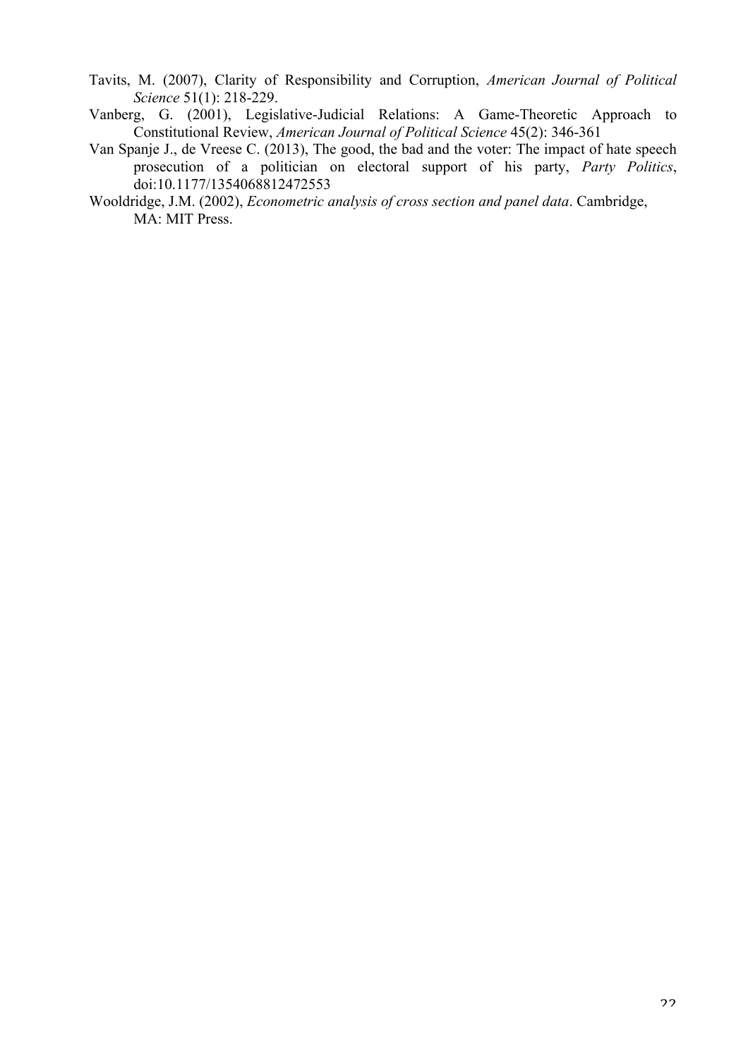Tavits, M. (2007), Clarity of Responsibility and Corruption, *American Journal of Political Science* 51(1): 218-229.

Vanberg, G. (2001), Legislative-Judicial Relations: A Game-Theoretic Approach to Constitutional Review, *American Journal of Political Science* 45(2): 346-361

Van Spanje J., de Vreese C. (2013), The good, the bad and the voter: The impact of hate speech prosecution of a politician on electoral support of his party, *Party Politics*, doi:10.1177/1354068812472553

Wooldridge, J.M. (2002), *Econometric analysis of cross section and panel data*. Cambridge, MA: MIT Press.